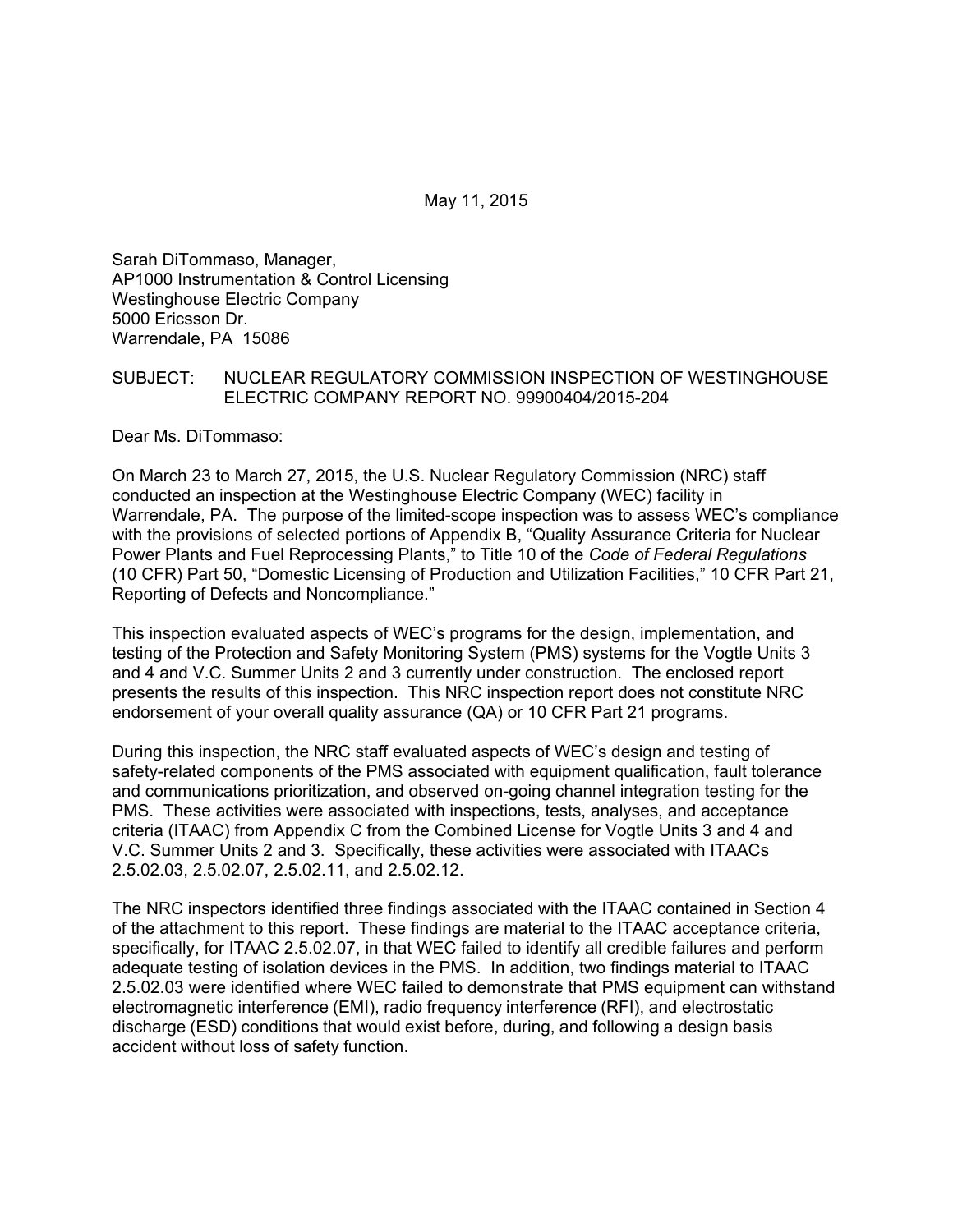May 11, 2015

Sarah DiTommaso, Manager,
AP1000 Instrumentation & Control Licensing
Westinghouse Electric Company
5000 Ericsson Dr.
Warrendale, PA 15086

SUBJECT: NUCLEAR REGULATORY COMMISSION INSPECTION OF WESTINGHOUSE ELECTRIC COMPANY REPORT NO. 99900404/2015-204

Dear Ms. DiTommaso:

On March 23 to March 27, 2015, the U.S. Nuclear Regulatory Commission (NRC) staff conducted an inspection at the Westinghouse Electric Company (WEC) facility in Warrendale, PA. The purpose of the limited-scope inspection was to assess WEC's compliance with the provisions of selected portions of Appendix B, "Quality Assurance Criteria for Nuclear Power Plants and Fuel Reprocessing Plants," to Title 10 of the *Code of Federal Regulations* (10 CFR) Part 50, "Domestic Licensing of Production and Utilization Facilities," 10 CFR Part 21, Reporting of Defects and Noncompliance."

This inspection evaluated aspects of WEC's programs for the design, implementation, and testing of the Protection and Safety Monitoring System (PMS) systems for the Vogtle Units 3 and 4 and V.C. Summer Units 2 and 3 currently under construction. The enclosed report presents the results of this inspection. This NRC inspection report does not constitute NRC endorsement of your overall quality assurance (QA) or 10 CFR Part 21 programs.

During this inspection, the NRC staff evaluated aspects of WEC's design and testing of safety-related components of the PMS associated with equipment qualification, fault tolerance and communications prioritization, and observed on-going channel integration testing for the PMS. These activities were associated with inspections, tests, analyses, and acceptance criteria (ITAAC) from Appendix C from the Combined License for Vogtle Units 3 and 4 and V.C. Summer Units 2 and 3. Specifically, these activities were associated with ITAACs 2.5.02.03, 2.5.02.07, 2.5.02.11, and 2.5.02.12.

The NRC inspectors identified three findings associated with the ITAAC contained in Section 4 of the attachment to this report. These findings are material to the ITAAC acceptance criteria, specifically, for ITAAC 2.5.02.07, in that WEC failed to identify all credible failures and perform adequate testing of isolation devices in the PMS. In addition, two findings material to ITAAC 2.5.02.03 were identified where WEC failed to demonstrate that PMS equipment can withstand electromagnetic interference (EMI), radio frequency interference (RFI), and electrostatic discharge (ESD) conditions that would exist before, during, and following a design basis accident without loss of safety function.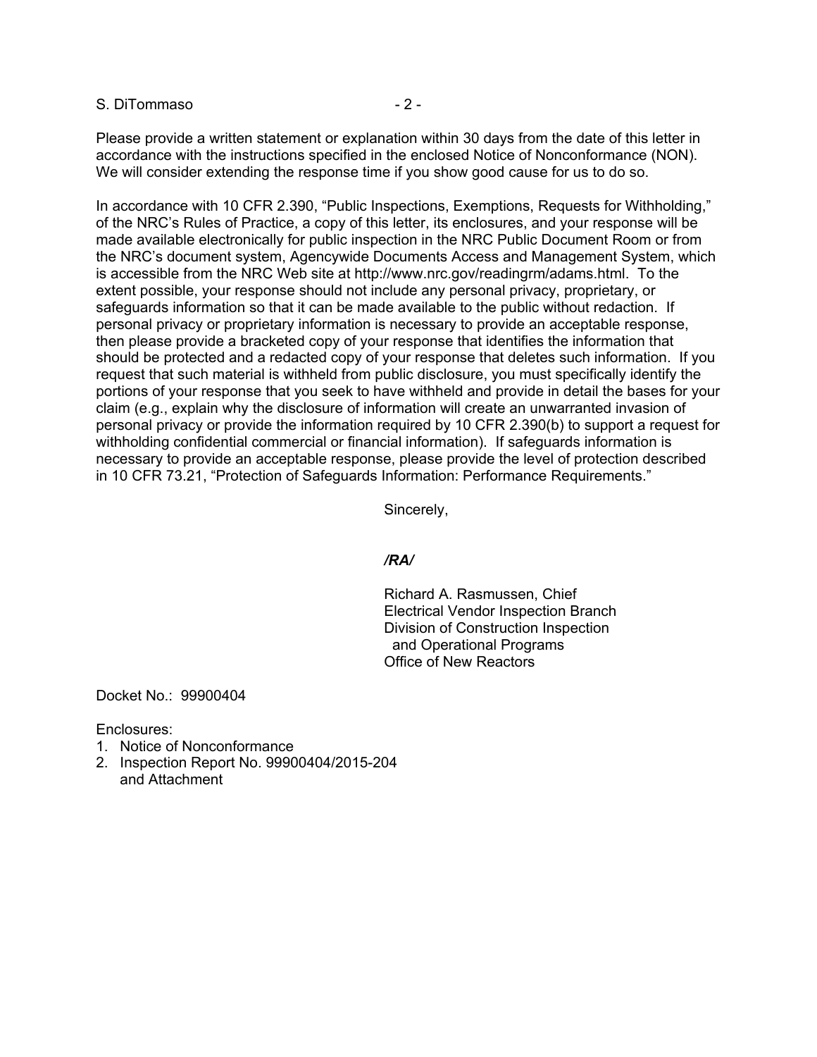Please provide a written statement or explanation within 30 days from the date of this letter in accordance with the instructions specified in the enclosed Notice of Nonconformance (NON). We will consider extending the response time if you show good cause for us to do so.

In accordance with 10 CFR 2.390, "Public Inspections, Exemptions, Requests for Withholding," of the NRC's Rules of Practice, a copy of this letter, its enclosures, and your response will be made available electronically for public inspection in the NRC Public Document Room or from the NRC's document system, Agencywide Documents Access and Management System, which is accessible from the NRC Web site at http://www.nrc.gov/readingrm/adams.html. To the extent possible, your response should not include any personal privacy, proprietary, or safeguards information so that it can be made available to the public without redaction. If personal privacy or proprietary information is necessary to provide an acceptable response, then please provide a bracketed copy of your response that identifies the information that should be protected and a redacted copy of your response that deletes such information. If you request that such material is withheld from public disclosure, you must specifically identify the portions of your response that you seek to have withheld and provide in detail the bases for your claim (e.g., explain why the disclosure of information will create an unwarranted invasion of personal privacy or provide the information required by 10 CFR 2.390(b) to support a request for withholding confidential commercial or financial information). If safeguards information is necessary to provide an acceptable response, please provide the level of protection described in 10 CFR 73.21, "Protection of Safeguards Information: Performance Requirements."

Sincerely,

*/RA/*

Richard A. Rasmussen, Chief
Electrical Vendor Inspection Branch
Division of Construction Inspection
and Operational Programs
Office of New Reactors

Docket No.: 99900404

Enclosures:
1. Notice of Nonconformance
2. Inspection Report No. 99900404/2015-204
   and Attachment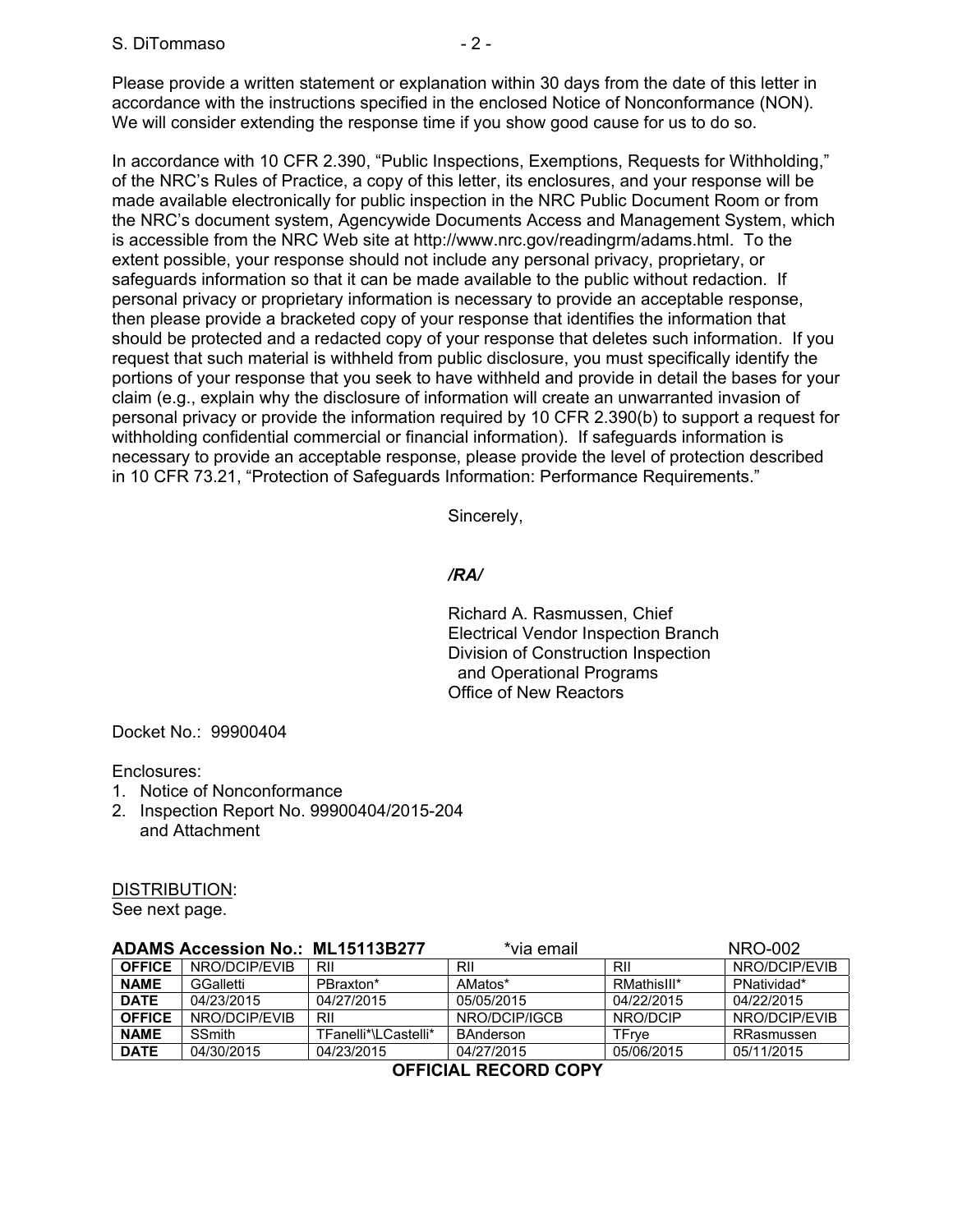Please provide a written statement or explanation within 30 days from the date of this letter in accordance with the instructions specified in the enclosed Notice of Nonconformance (NON). We will consider extending the response time if you show good cause for us to do so.

In accordance with 10 CFR 2.390, "Public Inspections, Exemptions, Requests for Withholding," of the NRC's Rules of Practice, a copy of this letter, its enclosures, and your response will be made available electronically for public inspection in the NRC Public Document Room or from the NRC's document system, Agencywide Documents Access and Management System, which is accessible from the NRC Web site at http://www.nrc.gov/readingrm/adams.html. To the extent possible, your response should not include any personal privacy, proprietary, or safeguards information so that it can be made available to the public without redaction. If personal privacy or proprietary information is necessary to provide an acceptable response, then please provide a bracketed copy of your response that identifies the information that should be protected and a redacted copy of your response that deletes such information. If you request that such material is withheld from public disclosure, you must specifically identify the portions of your response that you seek to have withheld and provide in detail the bases for your claim (e.g., explain why the disclosure of information will create an unwarranted invasion of personal privacy or provide the information required by 10 CFR 2.390(b) to support a request for withholding confidential commercial or financial information). If safeguards information is necessary to provide an acceptable response, please provide the level of protection described in 10 CFR 73.21, "Protection of Safeguards Information: Performance Requirements."

Sincerely,

*/RA/*

Richard A. Rasmussen, Chief
Electrical Vendor Inspection Branch
Division of Construction Inspection
and Operational Programs
Office of New Reactors

Docket No.: 99900404

Enclosures:
1. Notice of Nonconformance
2. Inspection Report No. 99900404/2015-204 and Attachment

DISTRIBUTION:
See next page.

**ADAMS Accession No.: ML15113B277** *via email NRO-002

| **OFFICE** | NRO/DCIP/EVIB | RII | RII | RII | NRO/DCIP/EVIB |
|---|---|---|---|---|---|
| **NAME** | GGalletti | PBraxton* | AMatos* | RMathisIII* | PNatividad* |
| **DATE** | 04/23/2015 | 04/27/2015 | 05/05/2015 | 04/22/2015 | 04/22/2015 |
| **OFFICE** | NRO/DCIP/EVIB | RII | NRO/DCIP/IGCB | NRO/DCIP | NRO/DCIP/EVIB |
| **NAME** | SSmith | TFanelli*\LCastelli* | BAnderson | TFrye | RRasmussen |
| **DATE** | 04/30/2015 | 04/23/2015 | 04/27/2015 | 05/06/2015 | 05/11/2015 |

**OFFICIAL RECORD COPY**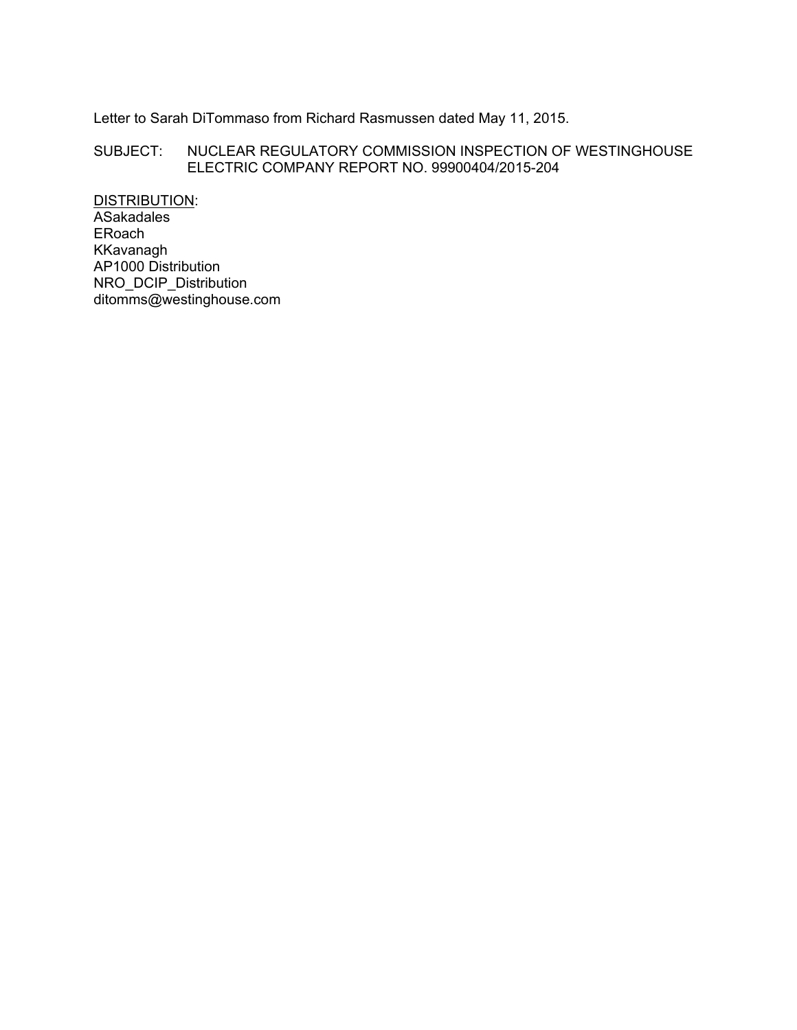Letter to Sarah DiTommaso from Richard Rasmussen dated May 11, 2015.

SUBJECT: NUCLEAR REGULATORY COMMISSION INSPECTION OF WESTINGHOUSE ELECTRIC COMPANY REPORT NO. 99900404/2015-204

<u>DISTRIBUTION</u>:
ASakadales
ERoach
KKavanagh
AP1000 Distribution
NRO_DCIP_Distribution
ditomms@westinghouse.com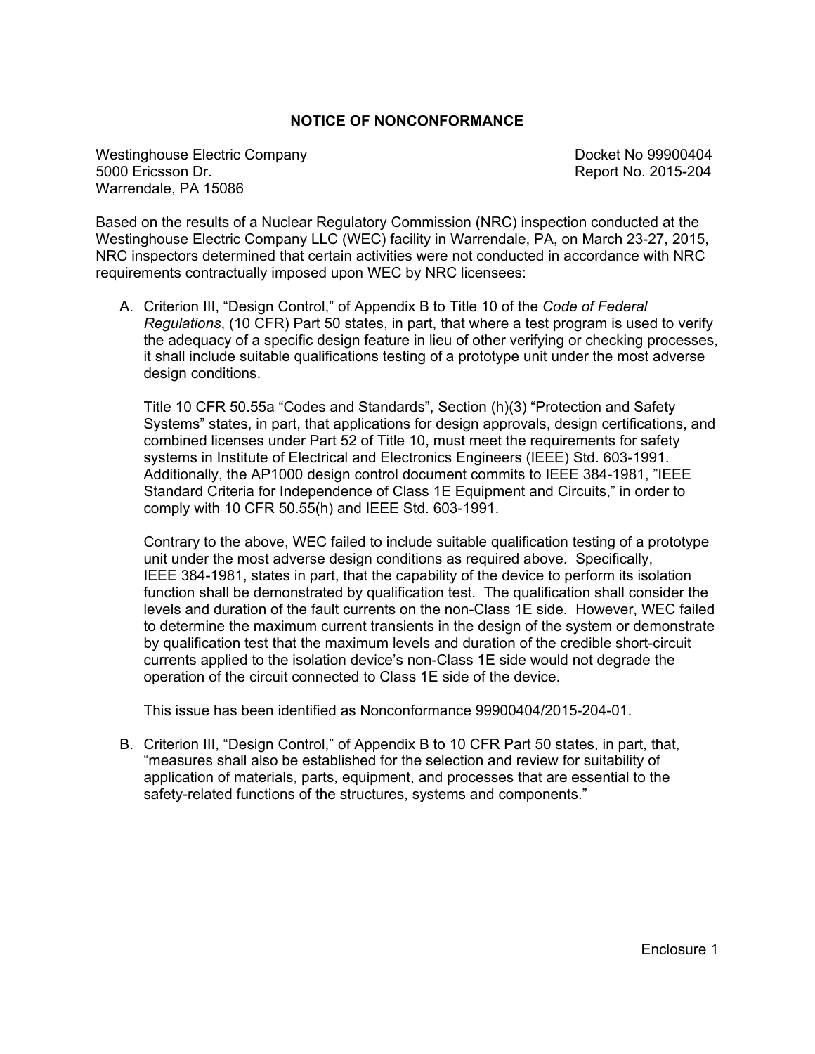## NOTICE OF NONCONFORMANCE

Westinghouse Electric Company
5000 Ericsson Dr.
Warrendale, PA 15086

Docket No 99900404
Report No. 2015-204

Based on the results of a Nuclear Regulatory Commission (NRC) inspection conducted at the Westinghouse Electric Company LLC (WEC) facility in Warrendale, PA, on March 23-27, 2015, NRC inspectors determined that certain activities were not conducted in accordance with NRC requirements contractually imposed upon WEC by NRC licensees:

A. Criterion III, "Design Control," of Appendix B to Title 10 of the *Code of Federal Regulations*, (10 CFR) Part 50 states, in part, that where a test program is used to verify the adequacy of a specific design feature in lieu of other verifying or checking processes, it shall include suitable qualifications testing of a prototype unit under the most adverse design conditions.

   Title 10 CFR 50.55a "Codes and Standards", Section (h)(3) "Protection and Safety Systems" states, in part, that applications for design approvals, design certifications, and combined licenses under Part 52 of Title 10, must meet the requirements for safety systems in Institute of Electrical and Electronics Engineers (IEEE) Std. 603-1991. Additionally, the AP1000 design control document commits to IEEE 384-1981, "IEEE Standard Criteria for Independence of Class 1E Equipment and Circuits," in order to comply with 10 CFR 50.55(h) and IEEE Std. 603-1991.

   Contrary to the above, WEC failed to include suitable qualification testing of a prototype unit under the most adverse design conditions as required above. Specifically, IEEE 384-1981, states in part, that the capability of the device to perform its isolation function shall be demonstrated by qualification test. The qualification shall consider the levels and duration of the fault currents on the non-Class 1E side. However, WEC failed to determine the maximum current transients in the design of the system or demonstrate by qualification test that the maximum levels and duration of the credible short-circuit currents applied to the isolation device's non-Class 1E side would not degrade the operation of the circuit connected to Class 1E side of the device.

   This issue has been identified as Nonconformance 99900404/2015-204-01.

B. Criterion III, "Design Control," of Appendix B to 10 CFR Part 50 states, in part, that, "measures shall also be established for the selection and review for suitability of application of materials, parts, equipment, and processes that are essential to the safety-related functions of the structures, systems and components."

Enclosure 1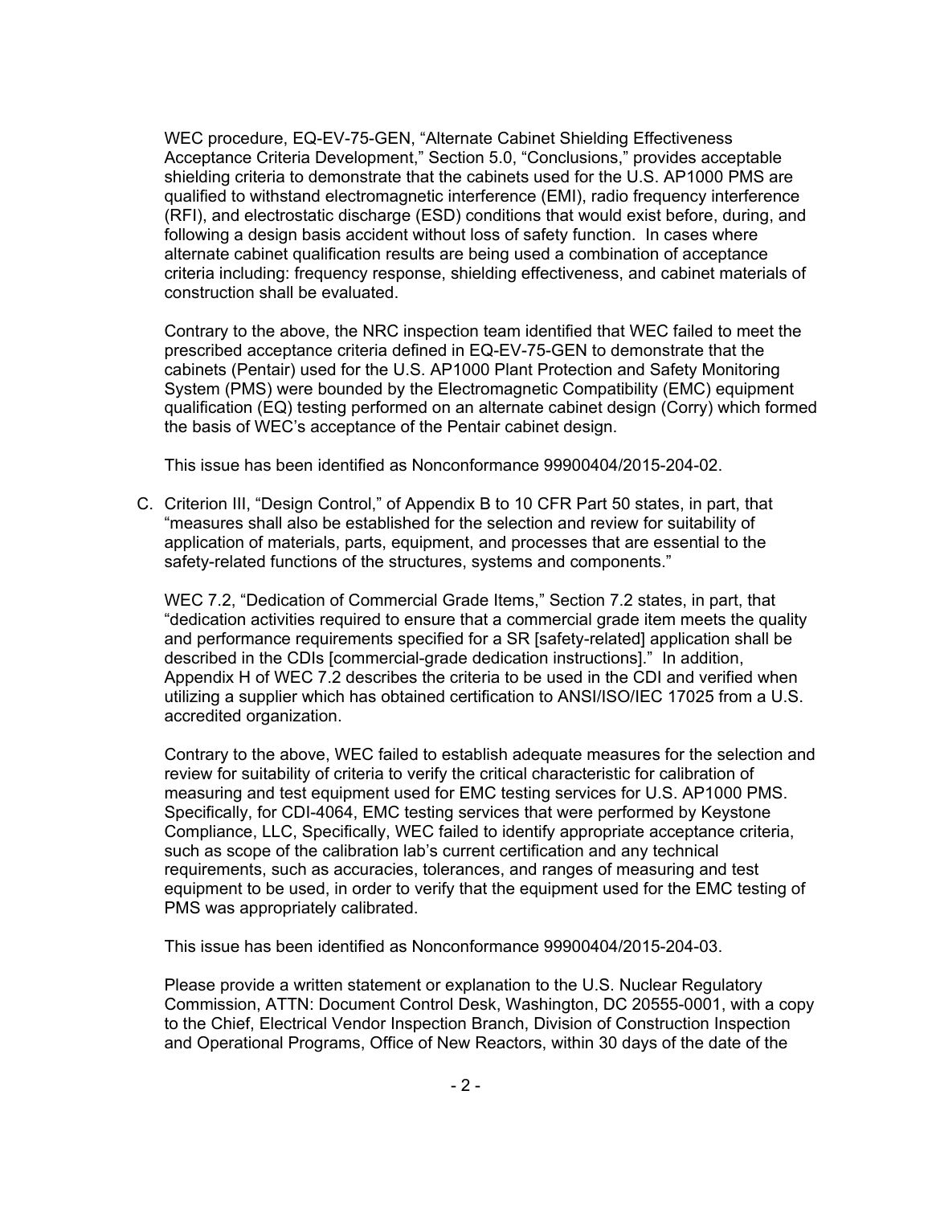WEC procedure, EQ-EV-75-GEN, "Alternate Cabinet Shielding Effectiveness Acceptance Criteria Development," Section 5.0, "Conclusions," provides acceptable shielding criteria to demonstrate that the cabinets used for the U.S. AP1000 PMS are qualified to withstand electromagnetic interference (EMI), radio frequency interference (RFI), and electrostatic discharge (ESD) conditions that would exist before, during, and following a design basis accident without loss of safety function. In cases where alternate cabinet qualification results are being used a combination of acceptance criteria including: frequency response, shielding effectiveness, and cabinet materials of construction shall be evaluated.

Contrary to the above, the NRC inspection team identified that WEC failed to meet the prescribed acceptance criteria defined in EQ-EV-75-GEN to demonstrate that the cabinets (Pentair) used for the U.S. AP1000 Plant Protection and Safety Monitoring System (PMS) were bounded by the Electromagnetic Compatibility (EMC) equipment qualification (EQ) testing performed on an alternate cabinet design (Corry) which formed the basis of WEC's acceptance of the Pentair cabinet design.

This issue has been identified as Nonconformance 99900404/2015-204-02.

C. Criterion III, "Design Control," of Appendix B to 10 CFR Part 50 states, in part, that "measures shall also be established for the selection and review for suitability of application of materials, parts, equipment, and processes that are essential to the safety-related functions of the structures, systems and components."

   WEC 7.2, "Dedication of Commercial Grade Items," Section 7.2 states, in part, that "dedication activities required to ensure that a commercial grade item meets the quality and performance requirements specified for a SR [safety-related] application shall be described in the CDIs [commercial-grade dedication instructions]." In addition, Appendix H of WEC 7.2 describes the criteria to be used in the CDI and verified when utilizing a supplier which has obtained certification to ANSI/ISO/IEC 17025 from a U.S. accredited organization.

   Contrary to the above, WEC failed to establish adequate measures for the selection and review for suitability of criteria to verify the critical characteristic for calibration of measuring and test equipment used for EMC testing services for U.S. AP1000 PMS. Specifically, for CDI-4064, EMC testing services that were performed by Keystone Compliance, LLC, Specifically, WEC failed to identify appropriate acceptance criteria, such as scope of the calibration lab's current certification and any technical requirements, such as accuracies, tolerances, and ranges of measuring and test equipment to be used, in order to verify that the equipment used for the EMC testing of PMS was appropriately calibrated.

   This issue has been identified as Nonconformance 99900404/2015-204-03.

   Please provide a written statement or explanation to the U.S. Nuclear Regulatory Commission, ATTN: Document Control Desk, Washington, DC 20555-0001, with a copy to the Chief, Electrical Vendor Inspection Branch, Division of Construction Inspection and Operational Programs, Office of New Reactors, within 30 days of the date of the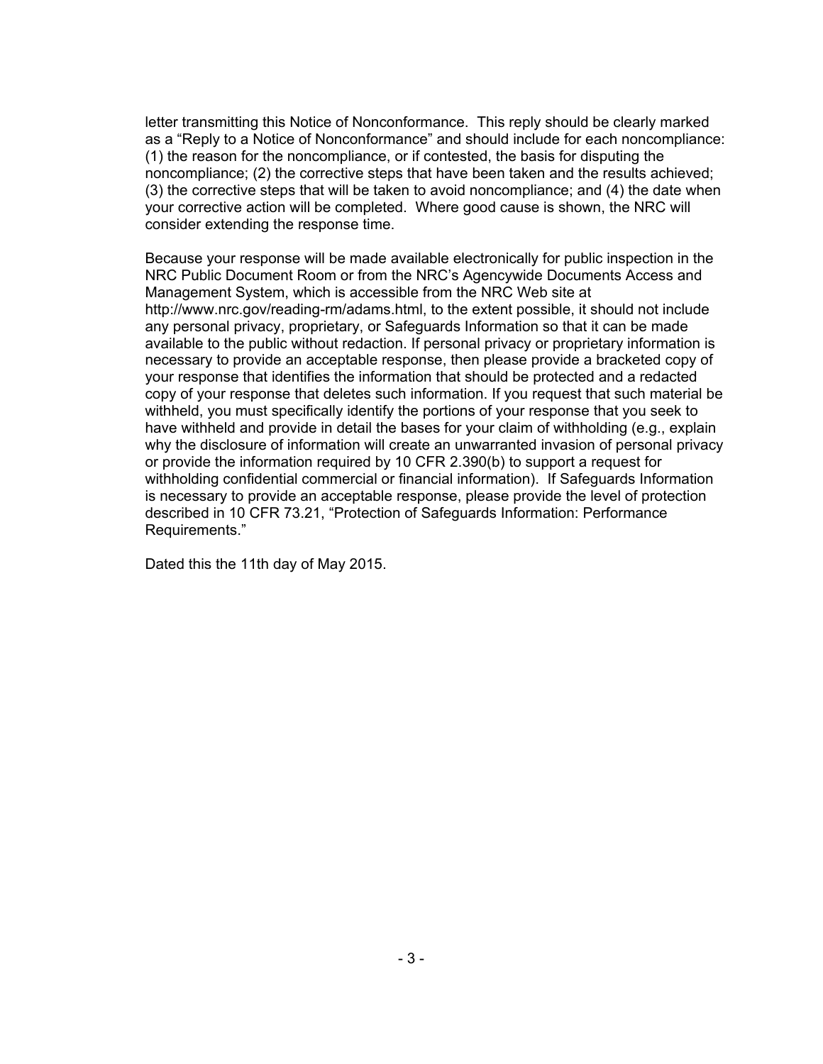letter transmitting this Notice of Nonconformance. This reply should be clearly marked as a "Reply to a Notice of Nonconformance" and should include for each noncompliance: (1) the reason for the noncompliance, or if contested, the basis for disputing the noncompliance; (2) the corrective steps that have been taken and the results achieved; (3) the corrective steps that will be taken to avoid noncompliance; and (4) the date when your corrective action will be completed. Where good cause is shown, the NRC will consider extending the response time.

Because your response will be made available electronically for public inspection in the NRC Public Document Room or from the NRC's Agencywide Documents Access and Management System, which is accessible from the NRC Web site at http://www.nrc.gov/reading-rm/adams.html, to the extent possible, it should not include any personal privacy, proprietary, or Safeguards Information so that it can be made available to the public without redaction. If personal privacy or proprietary information is necessary to provide an acceptable response, then please provide a bracketed copy of your response that identifies the information that should be protected and a redacted copy of your response that deletes such information. If you request that such material be withheld, you must specifically identify the portions of your response that you seek to have withheld and provide in detail the bases for your claim of withholding (e.g., explain why the disclosure of information will create an unwarranted invasion of personal privacy or provide the information required by 10 CFR 2.390(b) to support a request for withholding confidential commercial or financial information). If Safeguards Information is necessary to provide an acceptable response, please provide the level of protection described in 10 CFR 73.21, "Protection of Safeguards Information: Performance Requirements."

Dated this the 11th day of May 2015.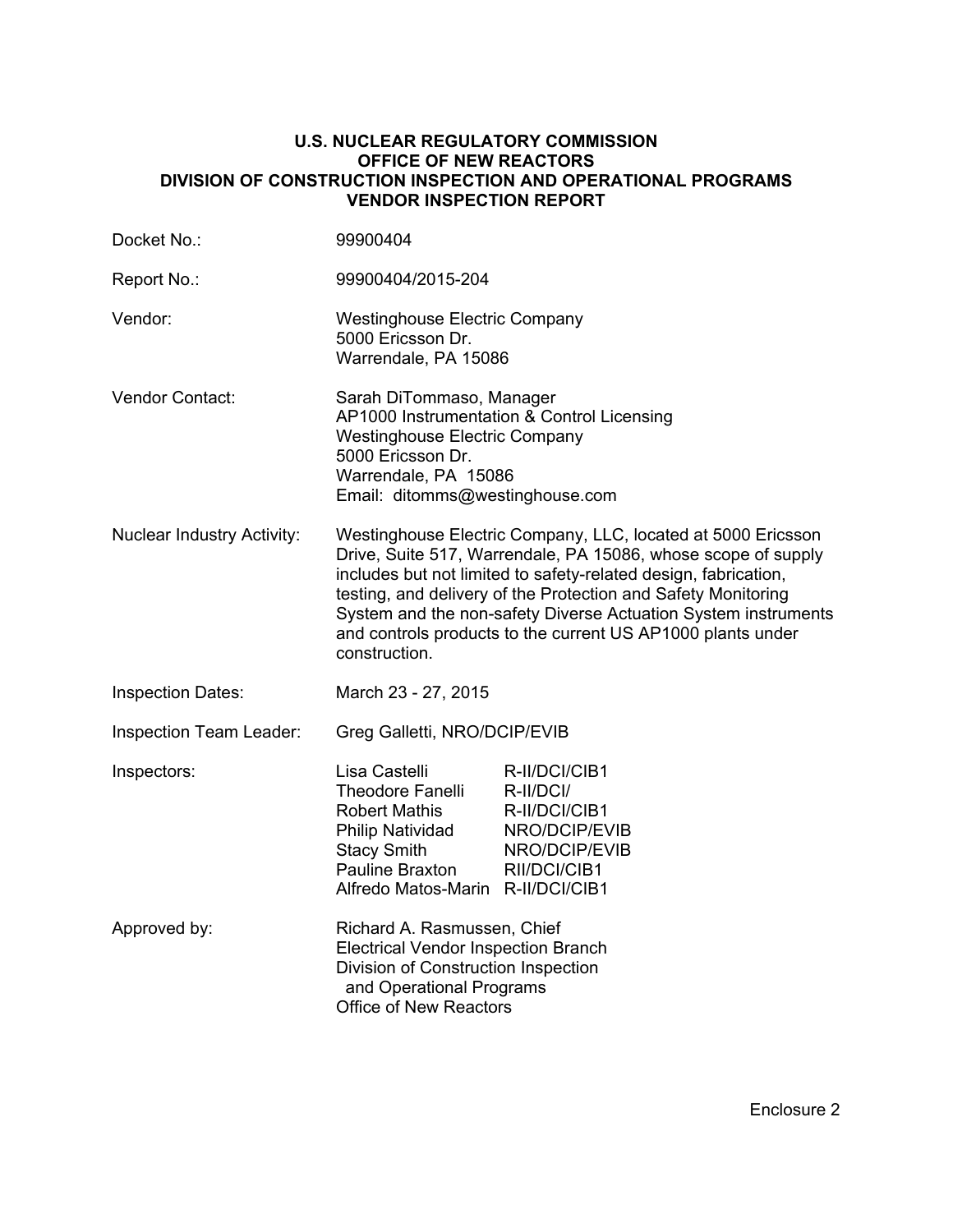**U.S. NUCLEAR REGULATORY COMMISSION**
**OFFICE OF NEW REACTORS**
**DIVISION OF CONSTRUCTION INSPECTION AND OPERATIONAL PROGRAMS**
**VENDOR INSPECTION REPORT**

| | |
|---|---|
| Docket No.: | 99900404 |
| Report No.: | 99900404/2015-204 |
| Vendor: | Westinghouse Electric Company<br>5000 Ericsson Dr.<br>Warrendale, PA 15086 |
| Vendor Contact: | Sarah DiTommaso, Manager<br>AP1000 Instrumentation & Control Licensing<br>Westinghouse Electric Company<br>5000 Ericsson Dr.<br>Warrendale, PA 15086<br>Email: ditomms@westinghouse.com |
| Nuclear Industry Activity: | Westinghouse Electric Company, LLC, located at 5000 Ericsson Drive, Suite 517, Warrendale, PA 15086, whose scope of supply includes but not limited to safety-related design, fabrication, testing, and delivery of the Protection and Safety Monitoring System and the non-safety Diverse Actuation System instruments and controls products to the current US AP1000 plants under construction. |
| Inspection Dates: | March 23 - 27, 2015 |
| Inspection Team Leader: | Greg Galletti, NRO/DCIP/EVIB |

| Inspectors: | | |
|---|---|---|
| | Lisa Castelli | R-II/DCI/CIB1 |
| | Theodore Fanelli | R-II/DCI/ |
| | Robert Mathis | R-II/DCI/CIB1 |
| | Philip Natividad | NRO/DCIP/EVIB |
| | Stacy Smith | NRO/DCIP/EVIB |
| | Pauline Braxton | RII/DCI/CIB1 |
| | Alfredo Matos-Marin | R-II/DCI/CIB1 |

Approved by: Richard A. Rasmussen, Chief
Electrical Vendor Inspection Branch
Division of Construction Inspection
and Operational Programs
Office of New Reactors

Enclosure 2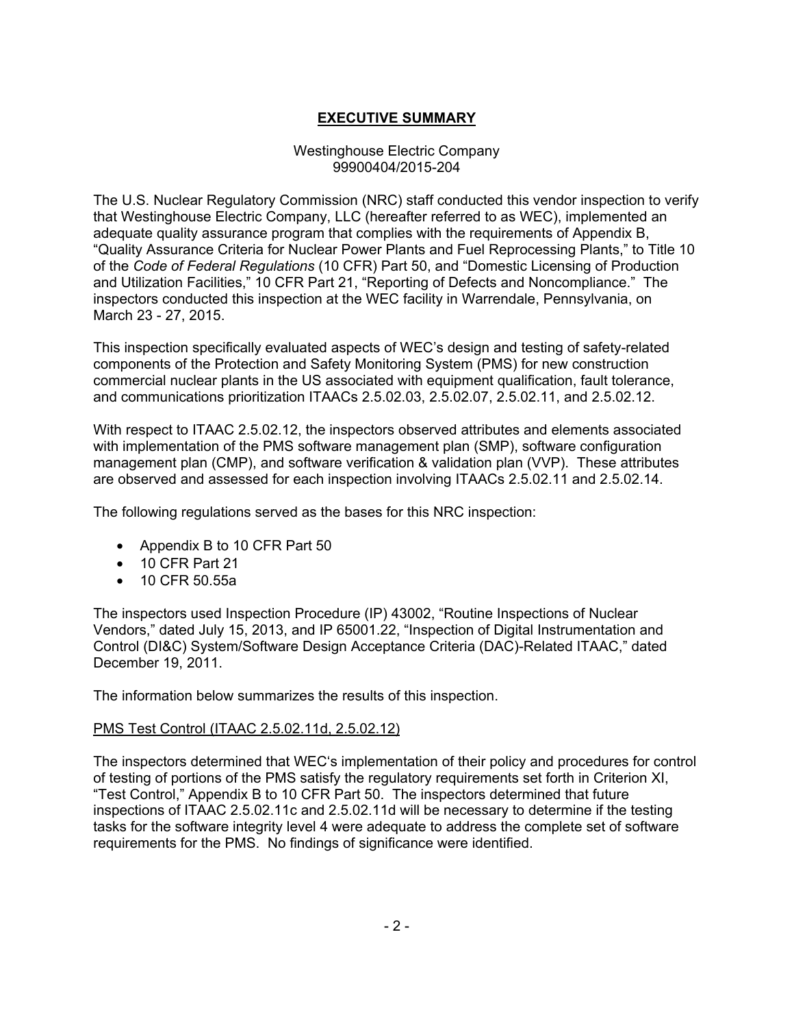# EXECUTIVE SUMMARY

Westinghouse Electric Company
99900404/2015-204

The U.S. Nuclear Regulatory Commission (NRC) staff conducted this vendor inspection to verify that Westinghouse Electric Company, LLC (hereafter referred to as WEC), implemented an adequate quality assurance program that complies with the requirements of Appendix B, "Quality Assurance Criteria for Nuclear Power Plants and Fuel Reprocessing Plants," to Title 10 of the *Code of Federal Regulations* (10 CFR) Part 50, and "Domestic Licensing of Production and Utilization Facilities," 10 CFR Part 21, "Reporting of Defects and Noncompliance." The inspectors conducted this inspection at the WEC facility in Warrendale, Pennsylvania, on March 23 - 27, 2015.

This inspection specifically evaluated aspects of WEC's design and testing of safety-related components of the Protection and Safety Monitoring System (PMS) for new construction commercial nuclear plants in the US associated with equipment qualification, fault tolerance, and communications prioritization ITAACs 2.5.02.03, 2.5.02.07, 2.5.02.11, and 2.5.02.12.

With respect to ITAAC 2.5.02.12, the inspectors observed attributes and elements associated with implementation of the PMS software management plan (SMP), software configuration management plan (CMP), and software verification & validation plan (VVP). These attributes are observed and assessed for each inspection involving ITAACs 2.5.02.11 and 2.5.02.14.

The following regulations served as the bases for this NRC inspection:

- Appendix B to 10 CFR Part 50
- 10 CFR Part 21
- 10 CFR 50.55a

The inspectors used Inspection Procedure (IP) 43002, "Routine Inspections of Nuclear Vendors," dated July 15, 2013, and IP 65001.22, "Inspection of Digital Instrumentation and Control (DI&C) System/Software Design Acceptance Criteria (DAC)-Related ITAAC," dated December 19, 2011.

The information below summarizes the results of this inspection.

PMS Test Control (ITAAC 2.5.02.11d, 2.5.02.12)

The inspectors determined that WEC's implementation of their policy and procedures for control of testing of portions of the PMS satisfy the regulatory requirements set forth in Criterion XI, "Test Control," Appendix B to 10 CFR Part 50. The inspectors determined that future inspections of ITAAC 2.5.02.11c and 2.5.02.11d will be necessary to determine if the testing tasks for the software integrity level 4 were adequate to address the complete set of software requirements for the PMS. No findings of significance were identified.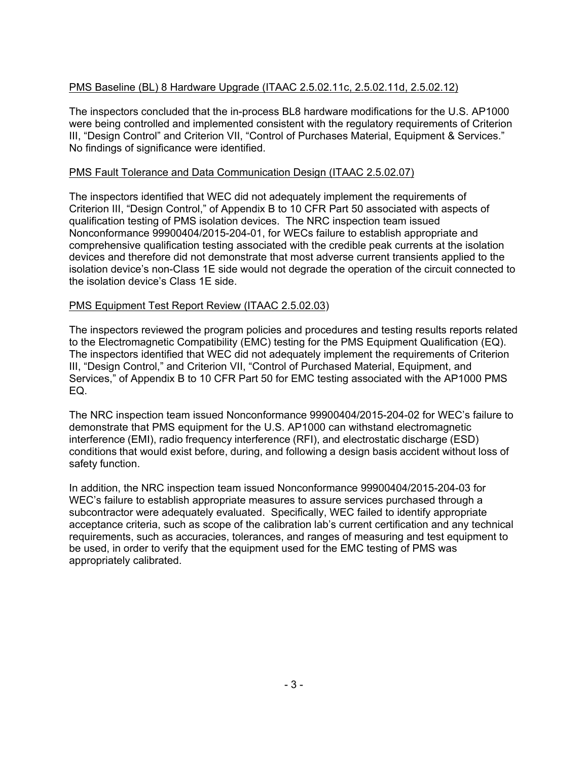PMS Baseline (BL) 8 Hardware Upgrade (ITAAC 2.5.02.11c, 2.5.02.11d, 2.5.02.12)

The inspectors concluded that the in-process BL8 hardware modifications for the U.S. AP1000 were being controlled and implemented consistent with the regulatory requirements of Criterion III, "Design Control" and Criterion VII, "Control of Purchases Material, Equipment & Services." No findings of significance were identified.

PMS Fault Tolerance and Data Communication Design (ITAAC 2.5.02.07)

The inspectors identified that WEC did not adequately implement the requirements of Criterion III, "Design Control," of Appendix B to 10 CFR Part 50 associated with aspects of qualification testing of PMS isolation devices. The NRC inspection team issued Nonconformance 99900404/2015-204-01, for WECs failure to establish appropriate and comprehensive qualification testing associated with the credible peak currents at the isolation devices and therefore did not demonstrate that most adverse current transients applied to the isolation device's non-Class 1E side would not degrade the operation of the circuit connected to the isolation device's Class 1E side.

PMS Equipment Test Report Review (ITAAC 2.5.02.03)

The inspectors reviewed the program policies and procedures and testing results reports related to the Electromagnetic Compatibility (EMC) testing for the PMS Equipment Qualification (EQ). The inspectors identified that WEC did not adequately implement the requirements of Criterion III, "Design Control," and Criterion VII, "Control of Purchased Material, Equipment, and Services," of Appendix B to 10 CFR Part 50 for EMC testing associated with the AP1000 PMS EQ.

The NRC inspection team issued Nonconformance 99900404/2015-204-02 for WEC's failure to demonstrate that PMS equipment for the U.S. AP1000 can withstand electromagnetic interference (EMI), radio frequency interference (RFI), and electrostatic discharge (ESD) conditions that would exist before, during, and following a design basis accident without loss of safety function.

In addition, the NRC inspection team issued Nonconformance 99900404/2015-204-03 for WEC's failure to establish appropriate measures to assure services purchased through a subcontractor were adequately evaluated. Specifically, WEC failed to identify appropriate acceptance criteria, such as scope of the calibration lab's current certification and any technical requirements, such as accuracies, tolerances, and ranges of measuring and test equipment to be used, in order to verify that the equipment used for the EMC testing of PMS was appropriately calibrated.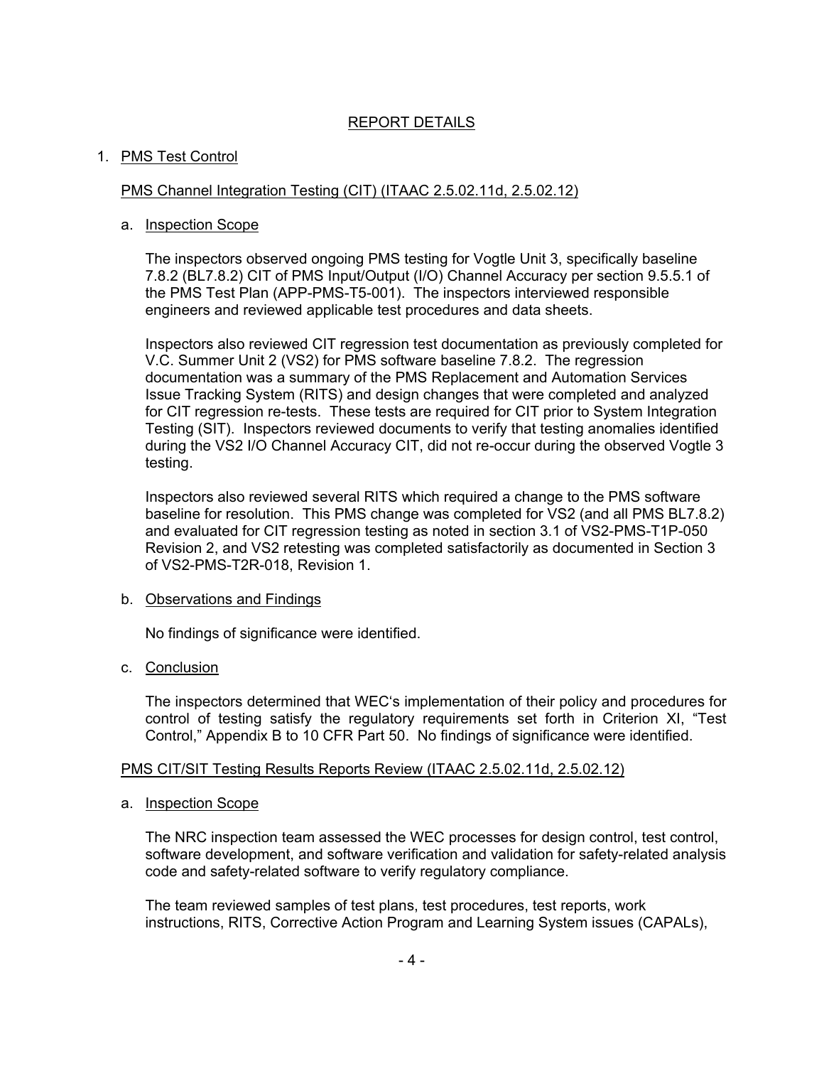## REPORT DETAILS

### 1. PMS Test Control

#### PMS Channel Integration Testing (CIT) (ITAAC 2.5.02.11d, 2.5.02.12)

a. Inspection Scope

The inspectors observed ongoing PMS testing for Vogtle Unit 3, specifically baseline 7.8.2 (BL7.8.2) CIT of PMS Input/Output (I/O) Channel Accuracy per section 9.5.5.1 of the PMS Test Plan (APP-PMS-T5-001). The inspectors interviewed responsible engineers and reviewed applicable test procedures and data sheets.

Inspectors also reviewed CIT regression test documentation as previously completed for V.C. Summer Unit 2 (VS2) for PMS software baseline 7.8.2. The regression documentation was a summary of the PMS Replacement and Automation Services Issue Tracking System (RITS) and design changes that were completed and analyzed for CIT regression re-tests. These tests are required for CIT prior to System Integration Testing (SIT). Inspectors reviewed documents to verify that testing anomalies identified during the VS2 I/O Channel Accuracy CIT, did not re-occur during the observed Vogtle 3 testing.

Inspectors also reviewed several RITS which required a change to the PMS software baseline for resolution. This PMS change was completed for VS2 (and all PMS BL7.8.2) and evaluated for CIT regression testing as noted in section 3.1 of VS2-PMS-T1P-050 Revision 2, and VS2 retesting was completed satisfactorily as documented in Section 3 of VS2-PMS-T2R-018, Revision 1.

b. Observations and Findings

No findings of significance were identified.

c. Conclusion

The inspectors determined that WEC's implementation of their policy and procedures for control of testing satisfy the regulatory requirements set forth in Criterion XI, "Test Control," Appendix B to 10 CFR Part 50. No findings of significance were identified.

#### PMS CIT/SIT Testing Results Reports Review (ITAAC 2.5.02.11d, 2.5.02.12)

a. Inspection Scope

The NRC inspection team assessed the WEC processes for design control, test control, software development, and software verification and validation for safety-related analysis code and safety-related software to verify regulatory compliance.

The team reviewed samples of test plans, test procedures, test reports, work instructions, RITS, Corrective Action Program and Learning System issues (CAPALs),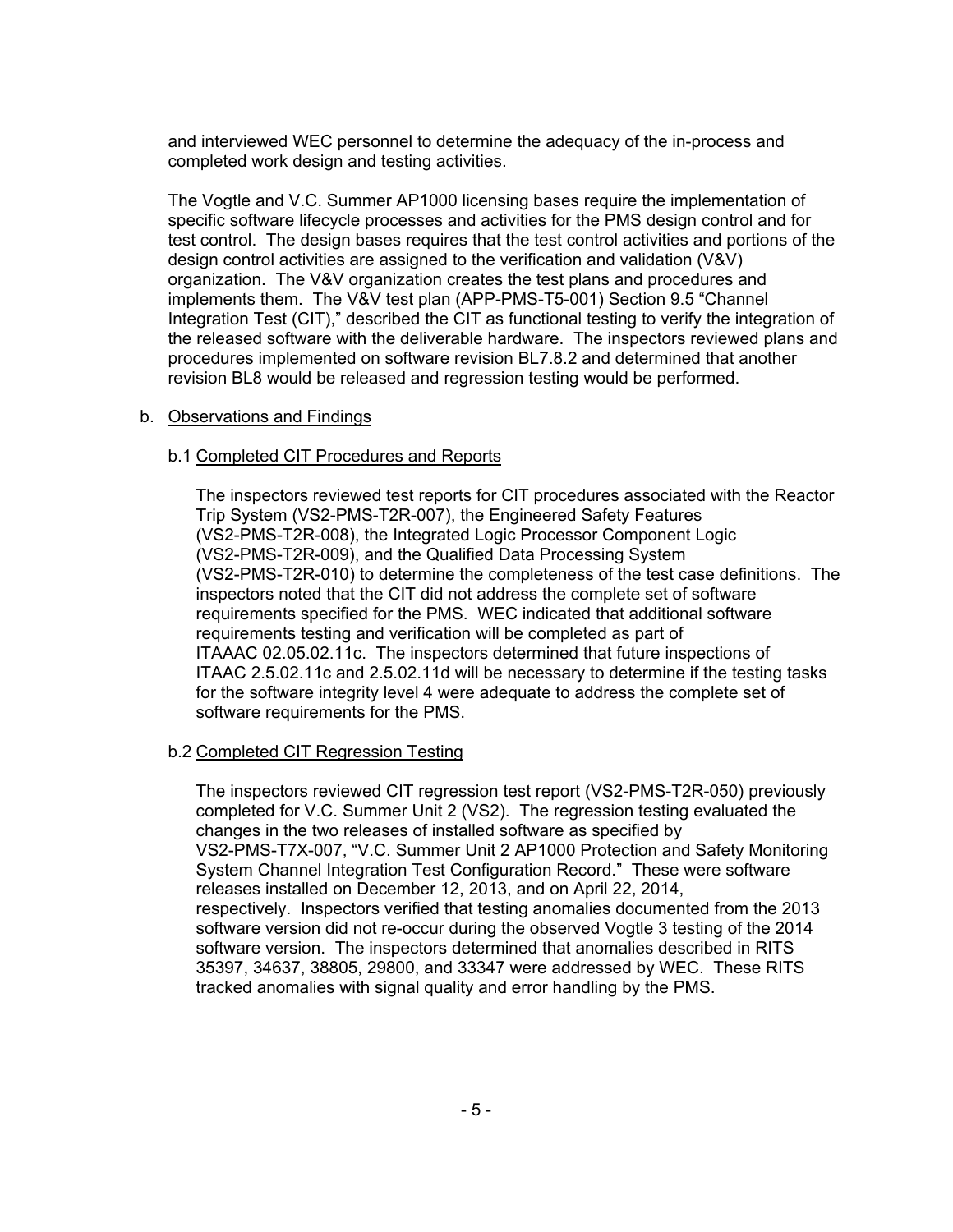and interviewed WEC personnel to determine the adequacy of the in-process and completed work design and testing activities.

The Vogtle and V.C. Summer AP1000 licensing bases require the implementation of specific software lifecycle processes and activities for the PMS design control and for test control. The design bases requires that the test control activities and portions of the design control activities are assigned to the verification and validation (V&V) organization. The V&V organization creates the test plans and procedures and implements them. The V&V test plan (APP-PMS-T5-001) Section 9.5 "Channel Integration Test (CIT)," described the CIT as functional testing to verify the integration of the released software with the deliverable hardware. The inspectors reviewed plans and procedures implemented on software revision BL7.8.2 and determined that another revision BL8 would be released and regression testing would be performed.

b. Observations and Findings

b.1 Completed CIT Procedures and Reports

The inspectors reviewed test reports for CIT procedures associated with the Reactor Trip System (VS2-PMS-T2R-007), the Engineered Safety Features (VS2-PMS-T2R-008), the Integrated Logic Processor Component Logic (VS2-PMS-T2R-009), and the Qualified Data Processing System (VS2-PMS-T2R-010) to determine the completeness of the test case definitions. The inspectors noted that the CIT did not address the complete set of software requirements specified for the PMS. WEC indicated that additional software requirements testing and verification will be completed as part of ITAAAC 02.05.02.11c. The inspectors determined that future inspections of ITAAC 2.5.02.11c and 2.5.02.11d will be necessary to determine if the testing tasks for the software integrity level 4 were adequate to address the complete set of software requirements for the PMS.

b.2 Completed CIT Regression Testing

The inspectors reviewed CIT regression test report (VS2-PMS-T2R-050) previously completed for V.C. Summer Unit 2 (VS2). The regression testing evaluated the changes in the two releases of installed software as specified by VS2-PMS-T7X-007, "V.C. Summer Unit 2 AP1000 Protection and Safety Monitoring System Channel Integration Test Configuration Record." These were software releases installed on December 12, 2013, and on April 22, 2014, respectively. Inspectors verified that testing anomalies documented from the 2013 software version did not re-occur during the observed Vogtle 3 testing of the 2014 software version. The inspectors determined that anomalies described in RITS 35397, 34637, 38805, 29800, and 33347 were addressed by WEC. These RITS tracked anomalies with signal quality and error handling by the PMS.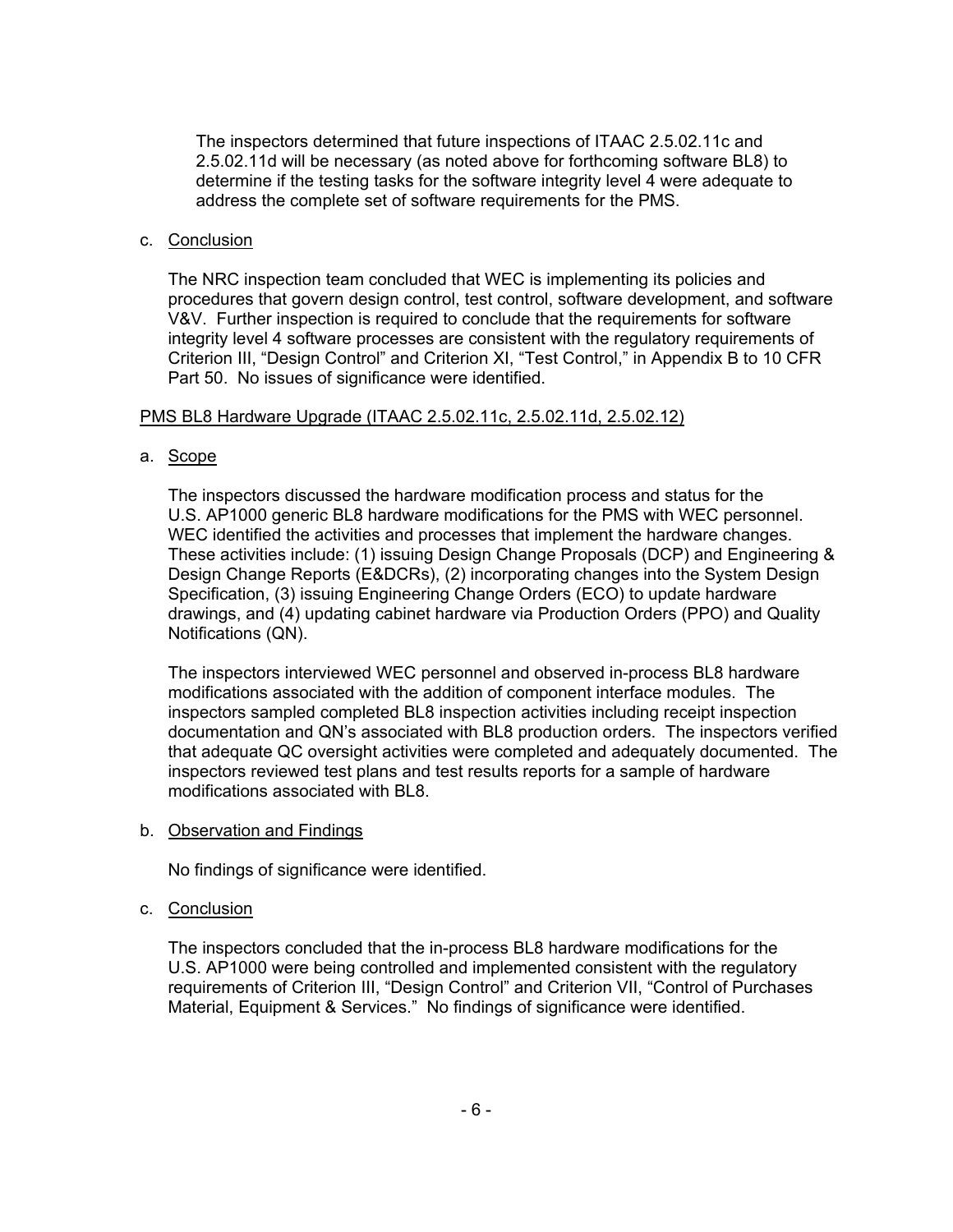The inspectors determined that future inspections of ITAAC 2.5.02.11c and 2.5.02.11d will be necessary (as noted above for forthcoming software BL8) to determine if the testing tasks for the software integrity level 4 were adequate to address the complete set of software requirements for the PMS.

c. Conclusion

The NRC inspection team concluded that WEC is implementing its policies and procedures that govern design control, test control, software development, and software V&V. Further inspection is required to conclude that the requirements for software integrity level 4 software processes are consistent with the regulatory requirements of Criterion III, "Design Control" and Criterion XI, "Test Control," in Appendix B to 10 CFR Part 50. No issues of significance were identified.

PMS BL8 Hardware Upgrade (ITAAC 2.5.02.11c, 2.5.02.11d, 2.5.02.12)

a. Scope

The inspectors discussed the hardware modification process and status for the U.S. AP1000 generic BL8 hardware modifications for the PMS with WEC personnel. WEC identified the activities and processes that implement the hardware changes. These activities include: (1) issuing Design Change Proposals (DCP) and Engineering & Design Change Reports (E&DCRs), (2) incorporating changes into the System Design Specification, (3) issuing Engineering Change Orders (ECO) to update hardware drawings, and (4) updating cabinet hardware via Production Orders (PPO) and Quality Notifications (QN).

The inspectors interviewed WEC personnel and observed in-process BL8 hardware modifications associated with the addition of component interface modules. The inspectors sampled completed BL8 inspection activities including receipt inspection documentation and QN's associated with BL8 production orders. The inspectors verified that adequate QC oversight activities were completed and adequately documented. The inspectors reviewed test plans and test results reports for a sample of hardware modifications associated with BL8.

b. Observation and Findings

No findings of significance were identified.

c. Conclusion

The inspectors concluded that the in-process BL8 hardware modifications for the U.S. AP1000 were being controlled and implemented consistent with the regulatory requirements of Criterion III, "Design Control" and Criterion VII, "Control of Purchases Material, Equipment & Services." No findings of significance were identified.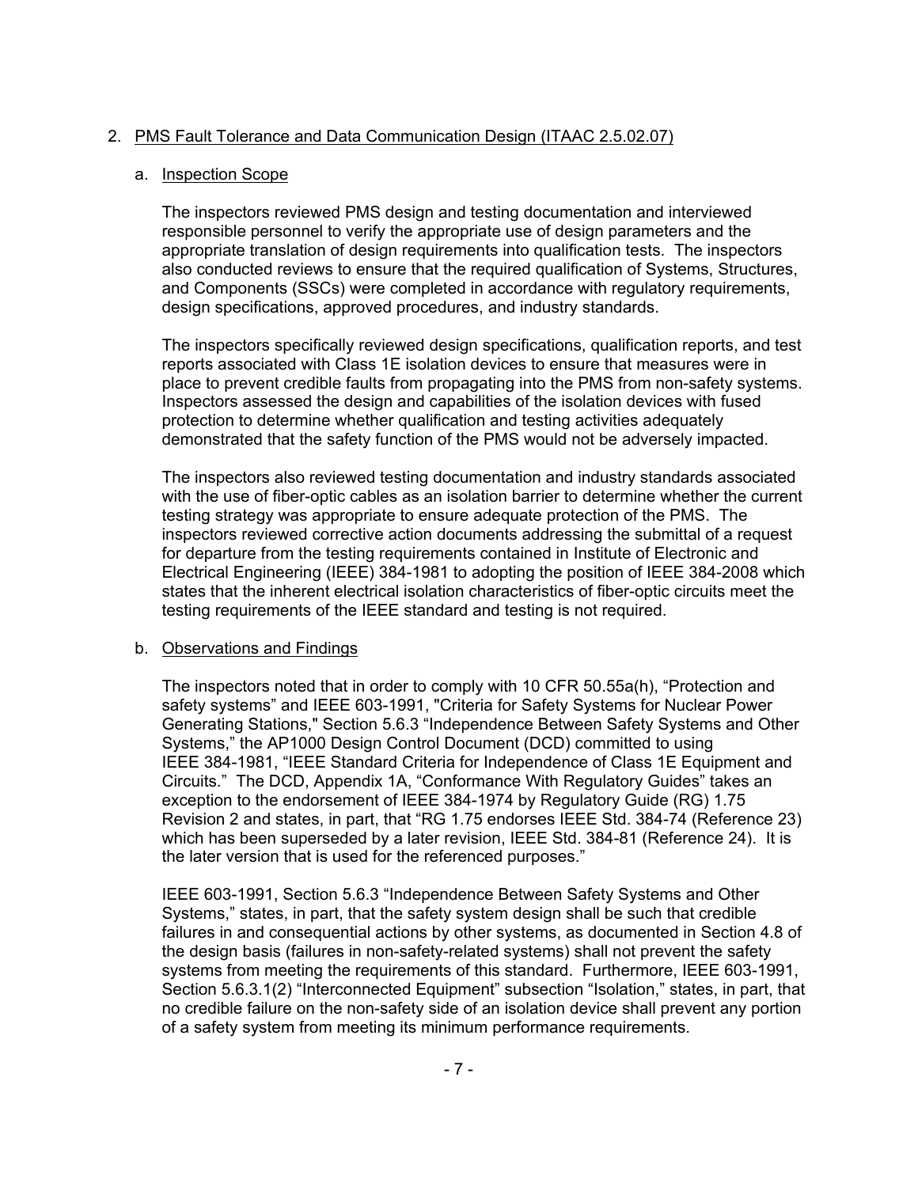2. PMS Fault Tolerance and Data Communication Design (ITAAC 2.5.02.07)

   a. Inspection Scope

   The inspectors reviewed PMS design and testing documentation and interviewed responsible personnel to verify the appropriate use of design parameters and the appropriate translation of design requirements into qualification tests. The inspectors also conducted reviews to ensure that the required qualification of Systems, Structures, and Components (SSCs) were completed in accordance with regulatory requirements, design specifications, approved procedures, and industry standards.

   The inspectors specifically reviewed design specifications, qualification reports, and test reports associated with Class 1E isolation devices to ensure that measures were in place to prevent credible faults from propagating into the PMS from non-safety systems. Inspectors assessed the design and capabilities of the isolation devices with fused protection to determine whether qualification and testing activities adequately demonstrated that the safety function of the PMS would not be adversely impacted.

   The inspectors also reviewed testing documentation and industry standards associated with the use of fiber-optic cables as an isolation barrier to determine whether the current testing strategy was appropriate to ensure adequate protection of the PMS. The inspectors reviewed corrective action documents addressing the submittal of a request for departure from the testing requirements contained in Institute of Electronic and Electrical Engineering (IEEE) 384-1981 to adopting the position of IEEE 384-2008 which states that the inherent electrical isolation characteristics of fiber-optic circuits meet the testing requirements of the IEEE standard and testing is not required.

   b. Observations and Findings

   The inspectors noted that in order to comply with 10 CFR 50.55a(h), "Protection and safety systems" and IEEE 603-1991, "Criteria for Safety Systems for Nuclear Power Generating Stations," Section 5.6.3 "Independence Between Safety Systems and Other Systems," the AP1000 Design Control Document (DCD) committed to using IEEE 384-1981, "IEEE Standard Criteria for Independence of Class 1E Equipment and Circuits." The DCD, Appendix 1A, "Conformance With Regulatory Guides" takes an exception to the endorsement of IEEE 384-1974 by Regulatory Guide (RG) 1.75 Revision 2 and states, in part, that "RG 1.75 endorses IEEE Std. 384-74 (Reference 23) which has been superseded by a later revision, IEEE Std. 384-81 (Reference 24). It is the later version that is used for the referenced purposes."

   IEEE 603-1991, Section 5.6.3 "Independence Between Safety Systems and Other Systems," states, in part, that the safety system design shall be such that credible failures in and consequential actions by other systems, as documented in Section 4.8 of the design basis (failures in non-safety-related systems) shall not prevent the safety systems from meeting the requirements of this standard. Furthermore, IEEE 603-1991, Section 5.6.3.1(2) "Interconnected Equipment" subsection "Isolation," states, in part, that no credible failure on the non-safety side of an isolation device shall prevent any portion of a safety system from meeting its minimum performance requirements.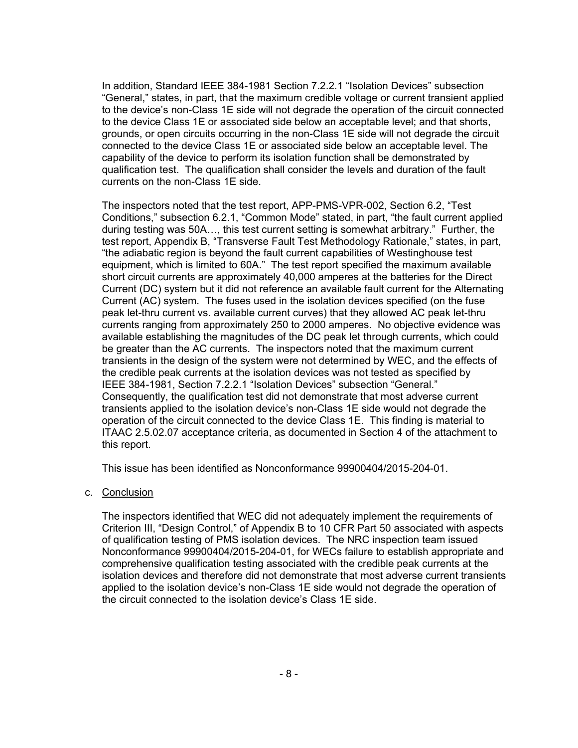In addition, Standard IEEE 384-1981 Section 7.2.2.1 "Isolation Devices" subsection "General," states, in part, that the maximum credible voltage or current transient applied to the device's non-Class 1E side will not degrade the operation of the circuit connected to the device Class 1E or associated side below an acceptable level; and that shorts, grounds, or open circuits occurring in the non-Class 1E side will not degrade the circuit connected to the device Class 1E or associated side below an acceptable level. The capability of the device to perform its isolation function shall be demonstrated by qualification test. The qualification shall consider the levels and duration of the fault currents on the non-Class 1E side.

The inspectors noted that the test report, APP-PMS-VPR-002, Section 6.2, "Test Conditions," subsection 6.2.1, "Common Mode" stated, in part, "the fault current applied during testing was 50A…, this test current setting is somewhat arbitrary." Further, the test report, Appendix B, "Transverse Fault Test Methodology Rationale," states, in part, "the adiabatic region is beyond the fault current capabilities of Westinghouse test equipment, which is limited to 60A." The test report specified the maximum available short circuit currents are approximately 40,000 amperes at the batteries for the Direct Current (DC) system but it did not reference an available fault current for the Alternating Current (AC) system. The fuses used in the isolation devices specified (on the fuse peak let-thru current vs. available current curves) that they allowed AC peak let-thru currents ranging from approximately 250 to 2000 amperes. No objective evidence was available establishing the magnitudes of the DC peak let through currents, which could be greater than the AC currents. The inspectors noted that the maximum current transients in the design of the system were not determined by WEC, and the effects of the credible peak currents at the isolation devices was not tested as specified by IEEE 384-1981, Section 7.2.2.1 "Isolation Devices" subsection "General." Consequently, the qualification test did not demonstrate that most adverse current transients applied to the isolation device's non-Class 1E side would not degrade the operation of the circuit connected to the device Class 1E. This finding is material to ITAAC 2.5.02.07 acceptance criteria, as documented in Section 4 of the attachment to this report.

This issue has been identified as Nonconformance 99900404/2015-204-01.

c. Conclusion

The inspectors identified that WEC did not adequately implement the requirements of Criterion III, "Design Control," of Appendix B to 10 CFR Part 50 associated with aspects of qualification testing of PMS isolation devices. The NRC inspection team issued Nonconformance 99900404/2015-204-01, for WECs failure to establish appropriate and comprehensive qualification testing associated with the credible peak currents at the isolation devices and therefore did not demonstrate that most adverse current transients applied to the isolation device's non-Class 1E side would not degrade the operation of the circuit connected to the isolation device's Class 1E side.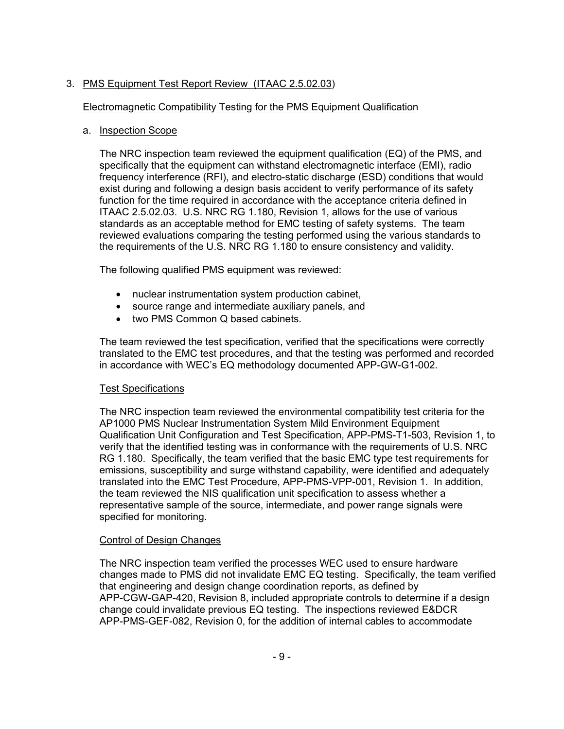3. PMS Equipment Test Report Review (ITAAC 2.5.02.03)

Electromagnetic Compatibility Testing for the PMS Equipment Qualification

a. Inspection Scope

The NRC inspection team reviewed the equipment qualification (EQ) of the PMS, and specifically that the equipment can withstand electromagnetic interface (EMI), radio frequency interference (RFI), and electro-static discharge (ESD) conditions that would exist during and following a design basis accident to verify performance of its safety function for the time required in accordance with the acceptance criteria defined in ITAAC 2.5.02.03. U.S. NRC RG 1.180, Revision 1, allows for the use of various standards as an acceptable method for EMC testing of safety systems. The team reviewed evaluations comparing the testing performed using the various standards to the requirements of the U.S. NRC RG 1.180 to ensure consistency and validity.

The following qualified PMS equipment was reviewed:

- nuclear instrumentation system production cabinet,
- source range and intermediate auxiliary panels, and
- two PMS Common Q based cabinets.

The team reviewed the test specification, verified that the specifications were correctly translated to the EMC test procedures, and that the testing was performed and recorded in accordance with WEC's EQ methodology documented APP-GW-G1-002.

Test Specifications

The NRC inspection team reviewed the environmental compatibility test criteria for the AP1000 PMS Nuclear Instrumentation System Mild Environment Equipment Qualification Unit Configuration and Test Specification, APP-PMS-T1-503, Revision 1, to verify that the identified testing was in conformance with the requirements of U.S. NRC RG 1.180. Specifically, the team verified that the basic EMC type test requirements for emissions, susceptibility and surge withstand capability, were identified and adequately translated into the EMC Test Procedure, APP-PMS-VPP-001, Revision 1. In addition, the team reviewed the NIS qualification unit specification to assess whether a representative sample of the source, intermediate, and power range signals were specified for monitoring.

Control of Design Changes

The NRC inspection team verified the processes WEC used to ensure hardware changes made to PMS did not invalidate EMC EQ testing. Specifically, the team verified that engineering and design change coordination reports, as defined by APP-CGW-GAP-420, Revision 8, included appropriate controls to determine if a design change could invalidate previous EQ testing. The inspections reviewed E&DCR APP-PMS-GEF-082, Revision 0, for the addition of internal cables to accommodate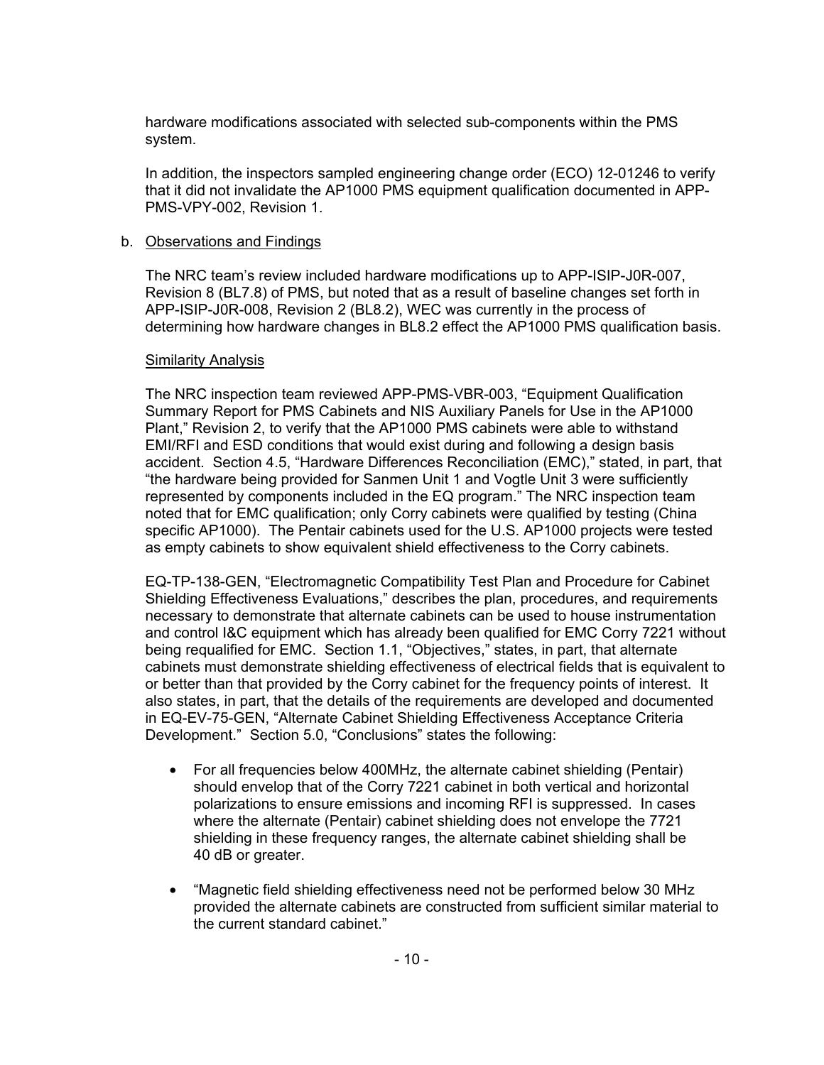hardware modifications associated with selected sub-components within the PMS system.

In addition, the inspectors sampled engineering change order (ECO) 12-01246 to verify that it did not invalidate the AP1000 PMS equipment qualification documented in APP-PMS-VPY-002, Revision 1.

b. Observations and Findings

The NRC team's review included hardware modifications up to APP-ISIP-J0R-007, Revision 8 (BL7.8) of PMS, but noted that as a result of baseline changes set forth in APP-ISIP-J0R-008, Revision 2 (BL8.2), WEC was currently in the process of determining how hardware changes in BL8.2 effect the AP1000 PMS qualification basis.

Similarity Analysis

The NRC inspection team reviewed APP-PMS-VBR-003, "Equipment Qualification Summary Report for PMS Cabinets and NIS Auxiliary Panels for Use in the AP1000 Plant," Revision 2, to verify that the AP1000 PMS cabinets were able to withstand EMI/RFI and ESD conditions that would exist during and following a design basis accident. Section 4.5, "Hardware Differences Reconciliation (EMC)," stated, in part, that "the hardware being provided for Sanmen Unit 1 and Vogtle Unit 3 were sufficiently represented by components included in the EQ program." The NRC inspection team noted that for EMC qualification; only Corry cabinets were qualified by testing (China specific AP1000). The Pentair cabinets used for the U.S. AP1000 projects were tested as empty cabinets to show equivalent shield effectiveness to the Corry cabinets.

EQ-TP-138-GEN, "Electromagnetic Compatibility Test Plan and Procedure for Cabinet Shielding Effectiveness Evaluations," describes the plan, procedures, and requirements necessary to demonstrate that alternate cabinets can be used to house instrumentation and control I&C equipment which has already been qualified for EMC Corry 7221 without being requalified for EMC. Section 1.1, "Objectives," states, in part, that alternate cabinets must demonstrate shielding effectiveness of electrical fields that is equivalent to or better than that provided by the Corry cabinet for the frequency points of interest. It also states, in part, that the details of the requirements are developed and documented in EQ-EV-75-GEN, "Alternate Cabinet Shielding Effectiveness Acceptance Criteria Development." Section 5.0, "Conclusions" states the following:

- For all frequencies below 400MHz, the alternate cabinet shielding (Pentair) should envelop that of the Corry 7221 cabinet in both vertical and horizontal polarizations to ensure emissions and incoming RFI is suppressed. In cases where the alternate (Pentair) cabinet shielding does not envelope the 7721 shielding in these frequency ranges, the alternate cabinet shielding shall be 40 dB or greater.

- "Magnetic field shielding effectiveness need not be performed below 30 MHz provided the alternate cabinets are constructed from sufficient similar material to the current standard cabinet."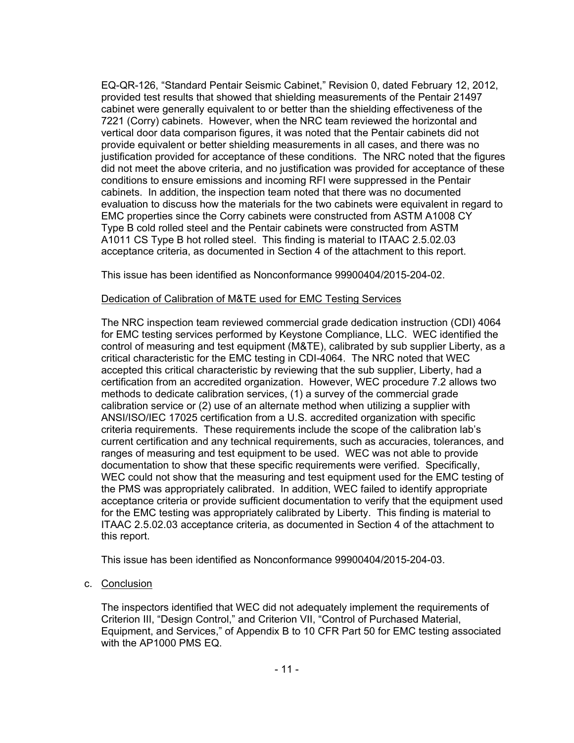EQ-QR-126, "Standard Pentair Seismic Cabinet," Revision 0, dated February 12, 2012, provided test results that showed that shielding measurements of the Pentair 21497 cabinet were generally equivalent to or better than the shielding effectiveness of the 7221 (Corry) cabinets. However, when the NRC team reviewed the horizontal and vertical door data comparison figures, it was noted that the Pentair cabinets did not provide equivalent or better shielding measurements in all cases, and there was no justification provided for acceptance of these conditions. The NRC noted that the figures did not meet the above criteria, and no justification was provided for acceptance of these conditions to ensure emissions and incoming RFI were suppressed in the Pentair cabinets. In addition, the inspection team noted that there was no documented evaluation to discuss how the materials for the two cabinets were equivalent in regard to EMC properties since the Corry cabinets were constructed from ASTM A1008 CY Type B cold rolled steel and the Pentair cabinets were constructed from ASTM A1011 CS Type B hot rolled steel. This finding is material to ITAAC 2.5.02.03 acceptance criteria, as documented in Section 4 of the attachment to this report.

This issue has been identified as Nonconformance 99900404/2015-204-02.

Dedication of Calibration of M&TE used for EMC Testing Services

The NRC inspection team reviewed commercial grade dedication instruction (CDI) 4064 for EMC testing services performed by Keystone Compliance, LLC. WEC identified the control of measuring and test equipment (M&TE), calibrated by sub supplier Liberty, as a critical characteristic for the EMC testing in CDI-4064. The NRC noted that WEC accepted this critical characteristic by reviewing that the sub supplier, Liberty, had a certification from an accredited organization. However, WEC procedure 7.2 allows two methods to dedicate calibration services, (1) a survey of the commercial grade calibration service or (2) use of an alternate method when utilizing a supplier with ANSI/ISO/IEC 17025 certification from a U.S. accredited organization with specific criteria requirements. These requirements include the scope of the calibration lab's current certification and any technical requirements, such as accuracies, tolerances, and ranges of measuring and test equipment to be used. WEC was not able to provide documentation to show that these specific requirements were verified. Specifically, WEC could not show that the measuring and test equipment used for the EMC testing of the PMS was appropriately calibrated. In addition, WEC failed to identify appropriate acceptance criteria or provide sufficient documentation to verify that the equipment used for the EMC testing was appropriately calibrated by Liberty. This finding is material to ITAAC 2.5.02.03 acceptance criteria, as documented in Section 4 of the attachment to this report.

This issue has been identified as Nonconformance 99900404/2015-204-03.

c. Conclusion

The inspectors identified that WEC did not adequately implement the requirements of Criterion III, "Design Control," and Criterion VII, "Control of Purchased Material, Equipment, and Services," of Appendix B to 10 CFR Part 50 for EMC testing associated with the AP1000 PMS EQ.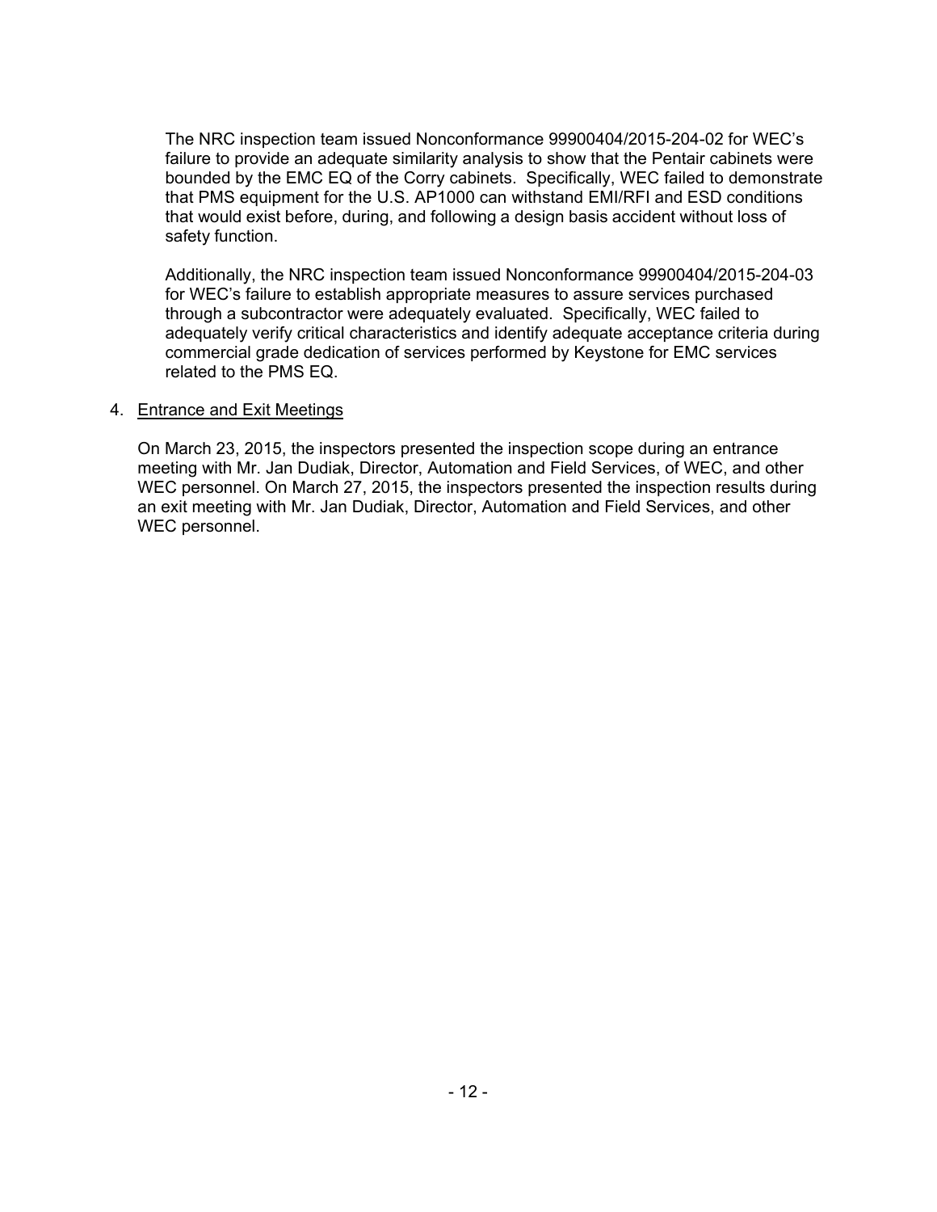The NRC inspection team issued Nonconformance 99900404/2015-204-02 for WEC's failure to provide an adequate similarity analysis to show that the Pentair cabinets were bounded by the EMC EQ of the Corry cabinets. Specifically, WEC failed to demonstrate that PMS equipment for the U.S. AP1000 can withstand EMI/RFI and ESD conditions that would exist before, during, and following a design basis accident without loss of safety function.

Additionally, the NRC inspection team issued Nonconformance 99900404/2015-204-03 for WEC's failure to establish appropriate measures to assure services purchased through a subcontractor were adequately evaluated. Specifically, WEC failed to adequately verify critical characteristics and identify adequate acceptance criteria during commercial grade dedication of services performed by Keystone for EMC services related to the PMS EQ.

4. Entrance and Exit Meetings

On March 23, 2015, the inspectors presented the inspection scope during an entrance meeting with Mr. Jan Dudiak, Director, Automation and Field Services, of WEC, and other WEC personnel. On March 27, 2015, the inspectors presented the inspection results during an exit meeting with Mr. Jan Dudiak, Director, Automation and Field Services, and other WEC personnel.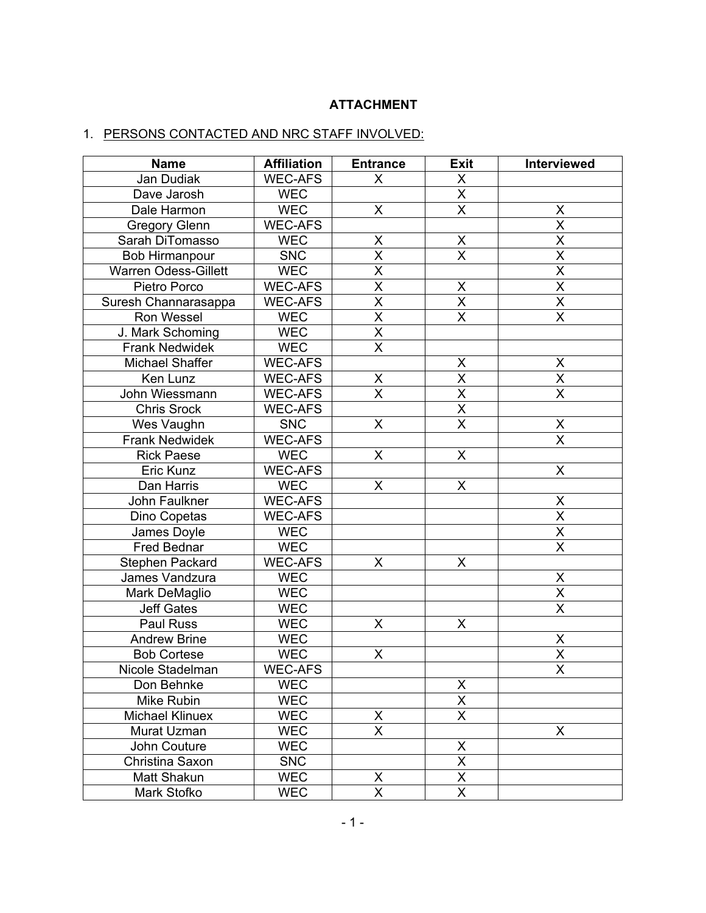**ATTACHMENT**

1. PERSONS CONTACTED AND NRC STAFF INVOLVED:

| Name | Affiliation | Entrance | Exit | Interviewed |
|---|---|---|---|---|
| Jan Dudiak | WEC-AFS | X | X | |
| Dave Jarosh | WEC | | X | |
| Dale Harmon | WEC | X | X | X |
| Gregory Glenn | WEC-AFS | | | X |
| Sarah DiTomasso | WEC | X | X | X |
| Bob Hirmanpour | SNC | X | X | X |
| Warren Odess-Gillett | WEC | X | | X |
| Pietro Porco | WEC-AFS | X | X | X |
| Suresh Channarasappa | WEC-AFS | X | X | X |
| Ron Wessel | WEC | X | X | X |
| J. Mark Schoming | WEC | X | | |
| Frank Nedwidek | WEC | X | | |
| Michael Shaffer | WEC-AFS | | X | X |
| Ken Lunz | WEC-AFS | X | X | X |
| John Wiessmann | WEC-AFS | X | X | X |
| Chris Srock | WEC-AFS | | X | |
| Wes Vaughn | SNC | X | X | X |
| Frank Nedwidek | WEC-AFS | | | X |
| Rick Paese | WEC | X | X | |
| Eric Kunz | WEC-AFS | | | X |
| Dan Harris | WEC | X | X | |
| John Faulkner | WEC-AFS | | | X |
| Dino Copetas | WEC-AFS | | | X |
| James Doyle | WEC | | | X |
| Fred Bednar | WEC | | | X |
| Stephen Packard | WEC-AFS | X | X | |
| James Vandzura | WEC | | | X |
| Mark DeMaglio | WEC | | | X |
| Jeff Gates | WEC | | | X |
| Paul Russ | WEC | X | X | |
| Andrew Brine | WEC | | | X |
| Bob Cortese | WEC | X | | X |
| Nicole Stadelman | WEC-AFS | | | X |
| Don Behnke | WEC | | X | |
| Mike Rubin | WEC | | X | |
| Michael Klinuex | WEC | X | X | |
| Murat Uzman | WEC | X | | X |
| John Couture | WEC | | X | |
| Christina Saxon | SNC | | X | |
| Matt Shakun | WEC | X | X | |
| Mark Stofko | WEC | X | X | |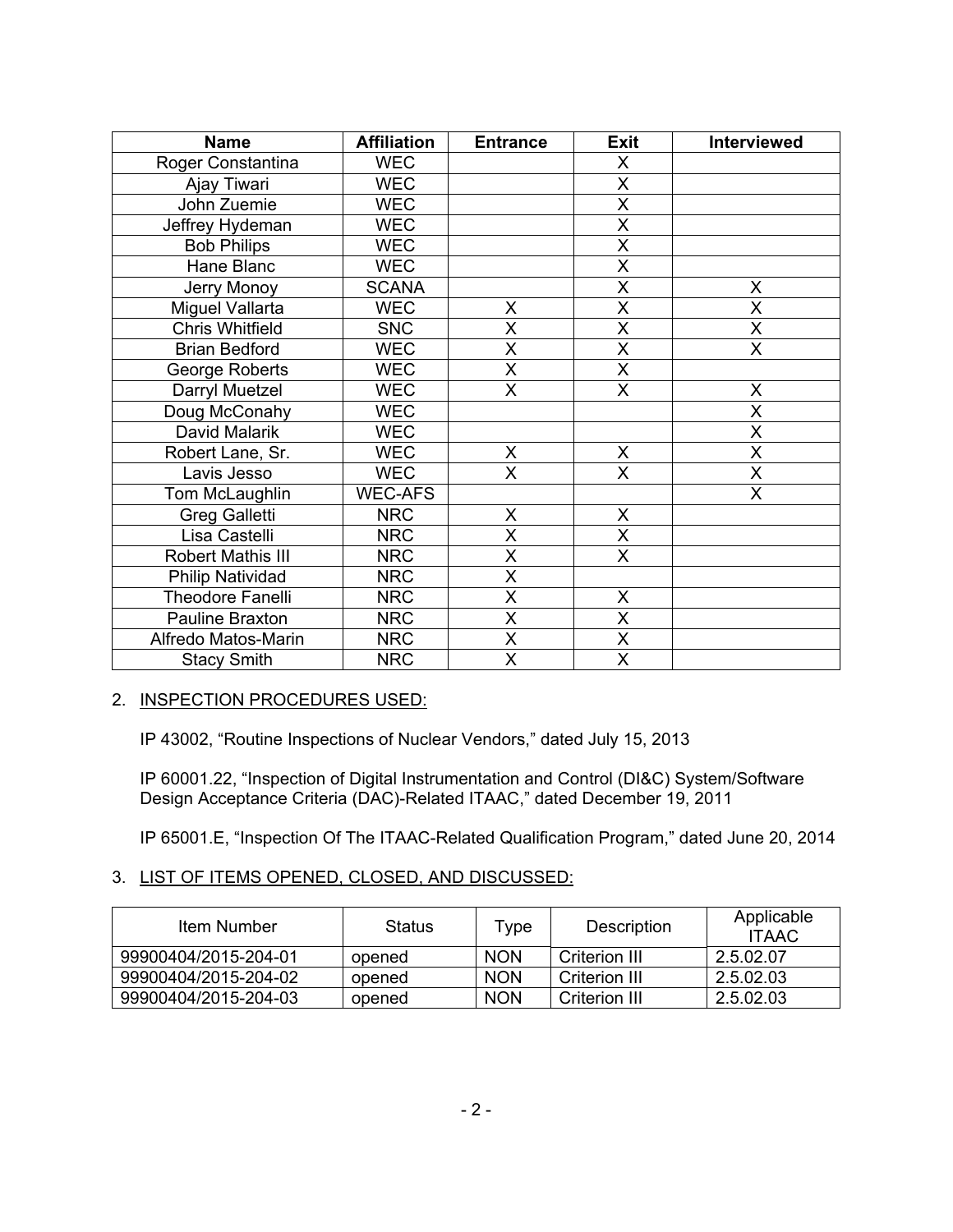| Name | Affiliation | Entrance | Exit | Interviewed |
|---|---|---|---|---|
| Roger Constantina | WEC | | X | |
| Ajay Tiwari | WEC | | X | |
| John Zuemie | WEC | | X | |
| Jeffrey Hydeman | WEC | | X | |
| Bob Philips | WEC | | X | |
| Hane Blanc | WEC | | X | |
| Jerry Monoy | SCANA | | X | X |
| Miguel Vallarta | WEC | X | X | X |
| Chris Whitfield | SNC | X | X | X |
| Brian Bedford | WEC | X | X | X |
| George Roberts | WEC | X | X | |
| Darryl Muetzel | WEC | X | X | X |
| Doug McConahy | WEC | | | X |
| David Malarik | WEC | | | X |
| Robert Lane, Sr. | WEC | X | X | X |
| Lavis Jesso | WEC | X | X | X |
| Tom McLaughlin | WEC-AFS | | | X |
| Greg Galletti | NRC | X | X | |
| Lisa Castelli | NRC | X | X | |
| Robert Mathis III | NRC | X | X | |
| Philip Natividad | NRC | X | | |
| Theodore Fanelli | NRC | X | X | |
| Pauline Braxton | NRC | X | X | |
| Alfredo Matos-Marin | NRC | X | X | |
| Stacy Smith | NRC | X | X | |

2. INSPECTION PROCEDURES USED:

IP 43002, "Routine Inspections of Nuclear Vendors," dated July 15, 2013

IP 60001.22, "Inspection of Digital Instrumentation and Control (DI&C) System/Software Design Acceptance Criteria (DAC)-Related ITAAC," dated December 19, 2011

IP 65001.E, "Inspection Of The ITAAC-Related Qualification Program," dated June 20, 2014

3. LIST OF ITEMS OPENED, CLOSED, AND DISCUSSED:

| Item Number | Status | Type | Description | Applicable ITAAC |
|---|---|---|---|---|
| 99900404/2015-204-01 | opened | NON | Criterion III | 2.5.02.07 |
| 99900404/2015-204-02 | opened | NON | Criterion III | 2.5.02.03 |
| 99900404/2015-204-03 | opened | NON | Criterion III | 2.5.02.03 |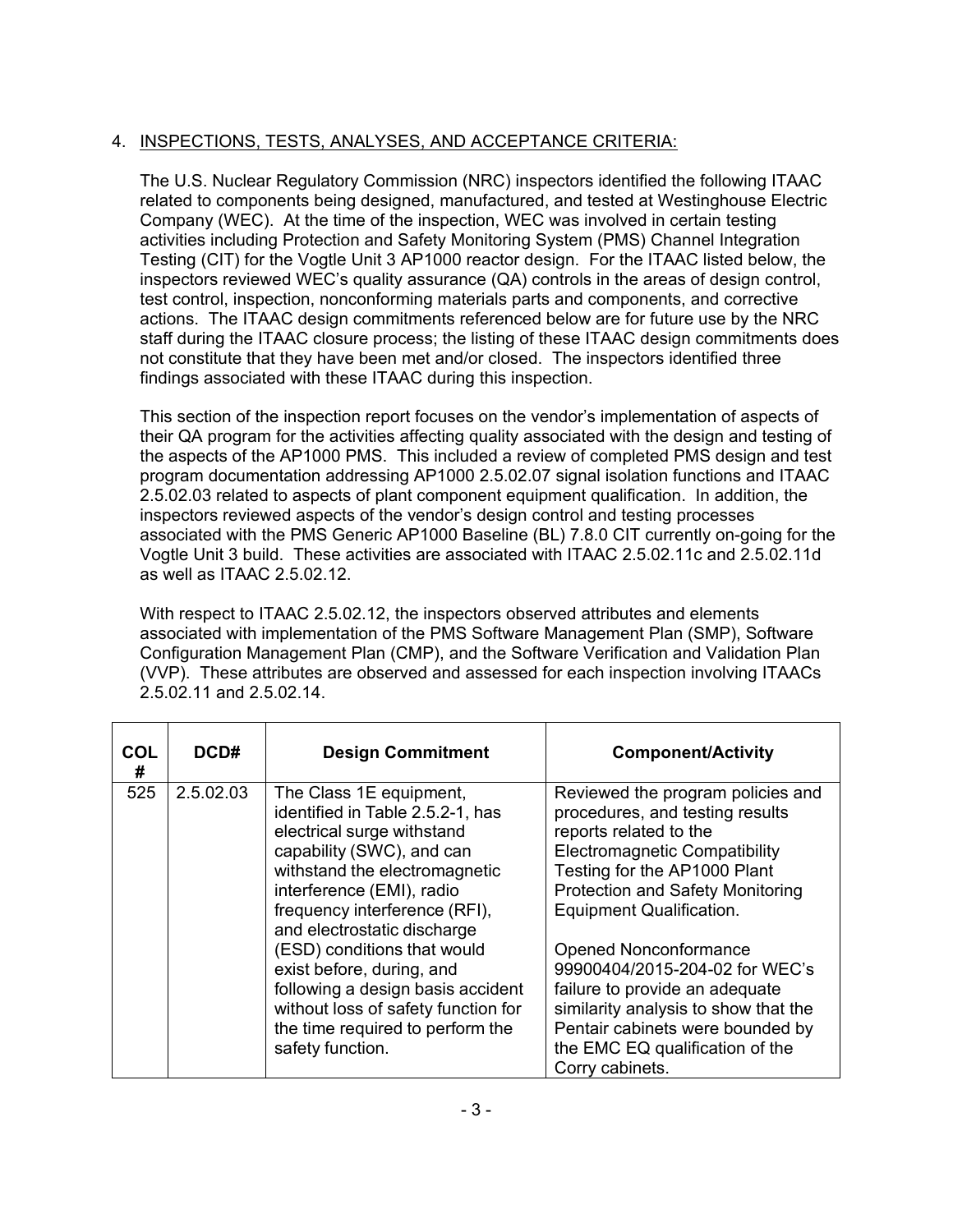4. INSPECTIONS, TESTS, ANALYSES, AND ACCEPTANCE CRITERIA:

The U.S. Nuclear Regulatory Commission (NRC) inspectors identified the following ITAAC related to components being designed, manufactured, and tested at Westinghouse Electric Company (WEC). At the time of the inspection, WEC was involved in certain testing activities including Protection and Safety Monitoring System (PMS) Channel Integration Testing (CIT) for the Vogtle Unit 3 AP1000 reactor design. For the ITAAC listed below, the inspectors reviewed WEC's quality assurance (QA) controls in the areas of design control, test control, inspection, nonconforming materials parts and components, and corrective actions. The ITAAC design commitments referenced below are for future use by the NRC staff during the ITAAC closure process; the listing of these ITAAC design commitments does not constitute that they have been met and/or closed. The inspectors identified three findings associated with these ITAAC during this inspection.

This section of the inspection report focuses on the vendor's implementation of aspects of their QA program for the activities affecting quality associated with the design and testing of the aspects of the AP1000 PMS. This included a review of completed PMS design and test program documentation addressing AP1000 2.5.02.07 signal isolation functions and ITAAC 2.5.02.03 related to aspects of plant component equipment qualification. In addition, the inspectors reviewed aspects of the vendor's design control and testing processes associated with the PMS Generic AP1000 Baseline (BL) 7.8.0 CIT currently on-going for the Vogtle Unit 3 build. These activities are associated with ITAAC 2.5.02.11c and 2.5.02.11d as well as ITAAC 2.5.02.12.

With respect to ITAAC 2.5.02.12, the inspectors observed attributes and elements associated with implementation of the PMS Software Management Plan (SMP), Software Configuration Management Plan (CMP), and the Software Verification and Validation Plan (VVP). These attributes are observed and assessed for each inspection involving ITAACs 2.5.02.11 and 2.5.02.14.

| COL # | DCD# | Design Commitment | Component/Activity |
|---|---|---|---|
| 525 | 2.5.02.03 | The Class 1E equipment, identified in Table 2.5.2-1, has electrical surge withstand capability (SWC), and can withstand the electromagnetic interference (EMI), radio frequency interference (RFI), and electrostatic discharge (ESD) conditions that would exist before, during, and following a design basis accident without loss of safety function for the time required to perform the safety function. | Reviewed the program policies and procedures, and testing results reports related to the Electromagnetic Compatibility Testing for the AP1000 Plant Protection and Safety Monitoring Equipment Qualification.<br><br>Opened Nonconformance 99900404/2015-204-02 for WEC's failure to provide an adequate similarity analysis to show that the Pentair cabinets were bounded by the EMC EQ qualification of the Corry cabinets. |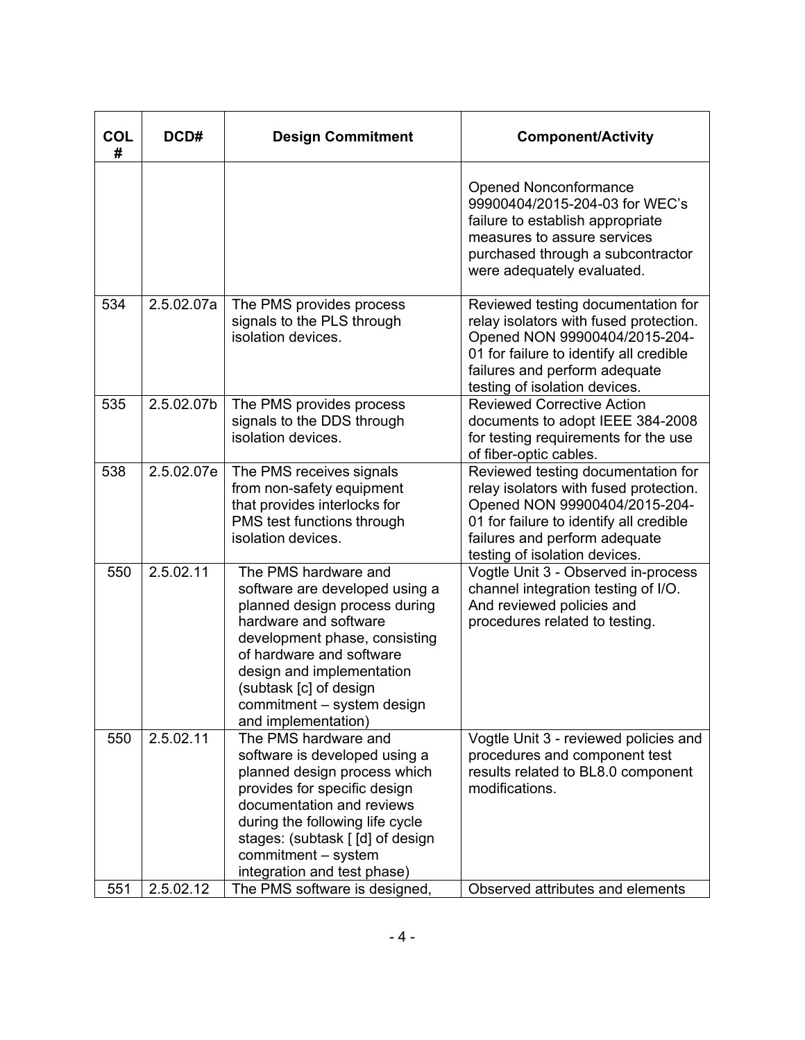| COL # | DCD# | Design Commitment | Component/Activity |
|---|---|---|---|
| | | | Opened Nonconformance 99900404/2015-204-03 for WEC's failure to establish appropriate measures to assure services purchased through a subcontractor were adequately evaluated. |
| 534 | 2.5.02.07a | The PMS provides process signals to the PLS through isolation devices. | Reviewed testing documentation for relay isolators with fused protection. Opened NON 99900404/2015-204-01 for failure to identify all credible failures and perform adequate testing of isolation devices. |
| 535 | 2.5.02.07b | The PMS provides process signals to the DDS through isolation devices. | Reviewed Corrective Action documents to adopt IEEE 384-2008 for testing requirements for the use of fiber-optic cables. |
| 538 | 2.5.02.07e | The PMS receives signals from non-safety equipment that provides interlocks for PMS test functions through isolation devices. | Reviewed testing documentation for relay isolators with fused protection. Opened NON 99900404/2015-204-01 for failure to identify all credible failures and perform adequate testing of isolation devices. |
| 550 | 2.5.02.11 | The PMS hardware and software are developed using a planned design process during hardware and software development phase, consisting of hardware and software design and implementation (subtask [c] of design commitment – system design and implementation) | Vogtle Unit 3 - Observed in-process channel integration testing of I/O. And reviewed policies and procedures related to testing. |
| 550 | 2.5.02.11 | The PMS hardware and software is developed using a planned design process which provides for specific design documentation and reviews during the following life cycle stages: (subtask [ [d] of design commitment – system integration and test phase) | Vogtle Unit 3 - reviewed policies and procedures and component test results related to BL8.0 component modifications. |
| 551 | 2.5.02.12 | The PMS software is designed, | Observed attributes and elements |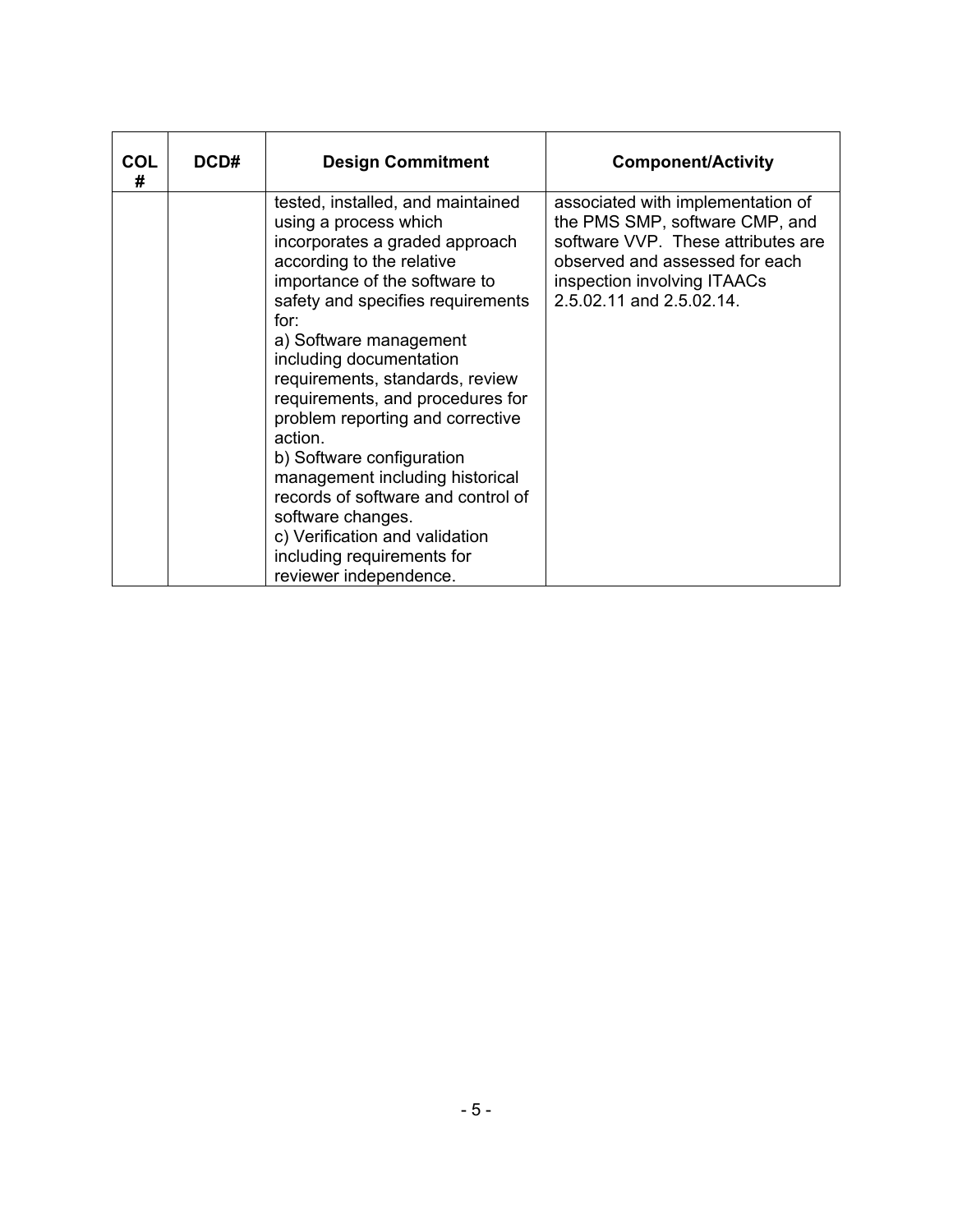| COL # | DCD# | Design Commitment | Component/Activity |
|---|---|---|---|
| | | tested, installed, and maintained using a process which incorporates a graded approach according to the relative importance of the software to safety and specifies requirements for:<br>a) Software management including documentation requirements, standards, review requirements, and procedures for problem reporting and corrective action.<br>b) Software configuration management including historical records of software and control of software changes.<br>c) Verification and validation including requirements for reviewer independence. | associated with implementation of the PMS SMP, software CMP, and software VVP. These attributes are observed and assessed for each inspection involving ITAACs 2.5.02.11 and 2.5.02.14. |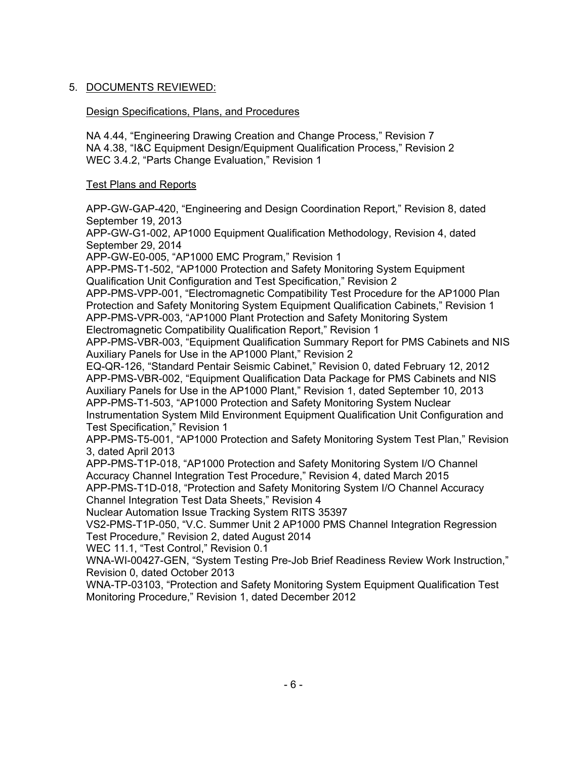5. <u>DOCUMENTS REVIEWED:</u>

<u>Design Specifications, Plans, and Procedures</u>

NA 4.44, “Engineering Drawing Creation and Change Process,” Revision 7
NA 4.38, “I&C Equipment Design/Equipment Qualification Process,” Revision 2
WEC 3.4.2, “Parts Change Evaluation,” Revision 1

<u>Test Plans and Reports</u>

APP-GW-GAP-420, “Engineering and Design Coordination Report,” Revision 8, dated September 19, 2013
APP-GW-G1-002, AP1000 Equipment Qualification Methodology, Revision 4, dated September 29, 2014
APP-GW-E0-005, “AP1000 EMC Program,” Revision 1
APP-PMS-T1-502, “AP1000 Protection and Safety Monitoring System Equipment Qualification Unit Configuration and Test Specification,” Revision 2
APP-PMS-VPP-001, “Electromagnetic Compatibility Test Procedure for the AP1000 Plan Protection and Safety Monitoring System Equipment Qualification Cabinets,” Revision 1
APP-PMS-VPR-003, “AP1000 Plant Protection and Safety Monitoring System Electromagnetic Compatibility Qualification Report,” Revision 1
APP-PMS-VBR-003, “Equipment Qualification Summary Report for PMS Cabinets and NIS Auxiliary Panels for Use in the AP1000 Plant,” Revision 2
EQ-QR-126, “Standard Pentair Seismic Cabinet,” Revision 0, dated February 12, 2012
APP-PMS-VBR-002, “Equipment Qualification Data Package for PMS Cabinets and NIS Auxiliary Panels for Use in the AP1000 Plant,” Revision 1, dated September 10, 2013
APP-PMS-T1-503, “AP1000 Protection and Safety Monitoring System Nuclear Instrumentation System Mild Environment Equipment Qualification Unit Configuration and Test Specification,” Revision 1
APP-PMS-T5-001, “AP1000 Protection and Safety Monitoring System Test Plan,” Revision 3, dated April 2013
APP-PMS-T1P-018, “AP1000 Protection and Safety Monitoring System I/O Channel Accuracy Channel Integration Test Procedure,” Revision 4, dated March 2015
APP-PMS-T1D-018, “Protection and Safety Monitoring System I/O Channel Accuracy Channel Integration Test Data Sheets,” Revision 4
Nuclear Automation Issue Tracking System RITS 35397
VS2-PMS-T1P-050, “V.C. Summer Unit 2 AP1000 PMS Channel Integration Regression Test Procedure,” Revision 2, dated August 2014
WEC 11.1, “Test Control,” Revision 0.1
WNA-WI-00427-GEN, “System Testing Pre-Job Brief Readiness Review Work Instruction,” Revision 0, dated October 2013
WNA-TP-03103, “Protection and Safety Monitoring System Equipment Qualification Test Monitoring Procedure,” Revision 1, dated December 2012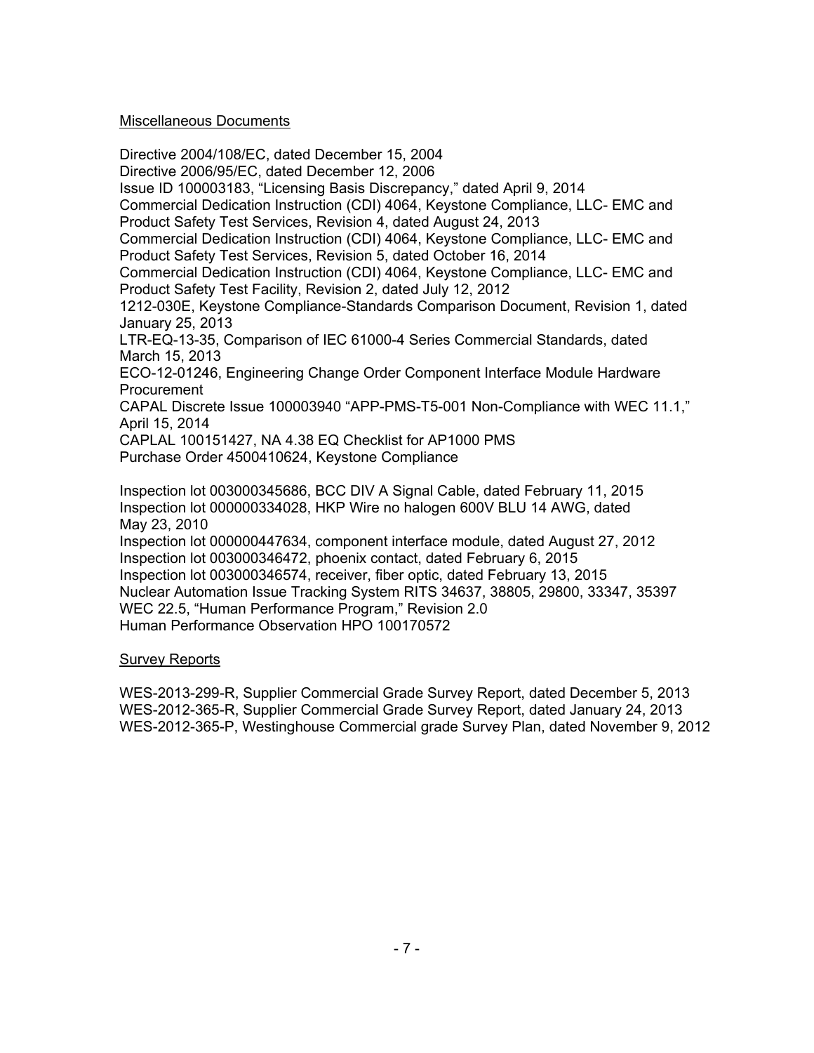Miscellaneous Documents

Directive 2004/108/EC, dated December 15, 2004
Directive 2006/95/EC, dated December 12, 2006
Issue ID 100003183, "Licensing Basis Discrepancy," dated April 9, 2014
Commercial Dedication Instruction (CDI) 4064, Keystone Compliance, LLC- EMC and Product Safety Test Services, Revision 4, dated August 24, 2013
Commercial Dedication Instruction (CDI) 4064, Keystone Compliance, LLC- EMC and Product Safety Test Services, Revision 5, dated October 16, 2014
Commercial Dedication Instruction (CDI) 4064, Keystone Compliance, LLC- EMC and Product Safety Test Facility, Revision 2, dated July 12, 2012
1212-030E, Keystone Compliance-Standards Comparison Document, Revision 1, dated January 25, 2013
LTR-EQ-13-35, Comparison of IEC 61000-4 Series Commercial Standards, dated March 15, 2013
ECO-12-01246, Engineering Change Order Component Interface Module Hardware Procurement
CAPAL Discrete Issue 100003940 "APP-PMS-T5-001 Non-Compliance with WEC 11.1," April 15, 2014
CAPLAL 100151427, NA 4.38 EQ Checklist for AP1000 PMS
Purchase Order 4500410624, Keystone Compliance

Inspection lot 003000345686, BCC DIV A Signal Cable, dated February 11, 2015
Inspection lot 000000334028, HKP Wire no halogen 600V BLU 14 AWG, dated May 23, 2010
Inspection lot 000000447634, component interface module, dated August 27, 2012
Inspection lot 003000346472, phoenix contact, dated February 6, 2015
Inspection lot 003000346574, receiver, fiber optic, dated February 13, 2015
Nuclear Automation Issue Tracking System RITS 34637, 38805, 29800, 33347, 35397
WEC 22.5, "Human Performance Program," Revision 2.0
Human Performance Observation HPO 100170572

Survey Reports

WES-2013-299-R, Supplier Commercial Grade Survey Report, dated December 5, 2013
WES-2012-365-R, Supplier Commercial Grade Survey Report, dated January 24, 2013
WES-2012-365-P, Westinghouse Commercial grade Survey Plan, dated November 9, 2012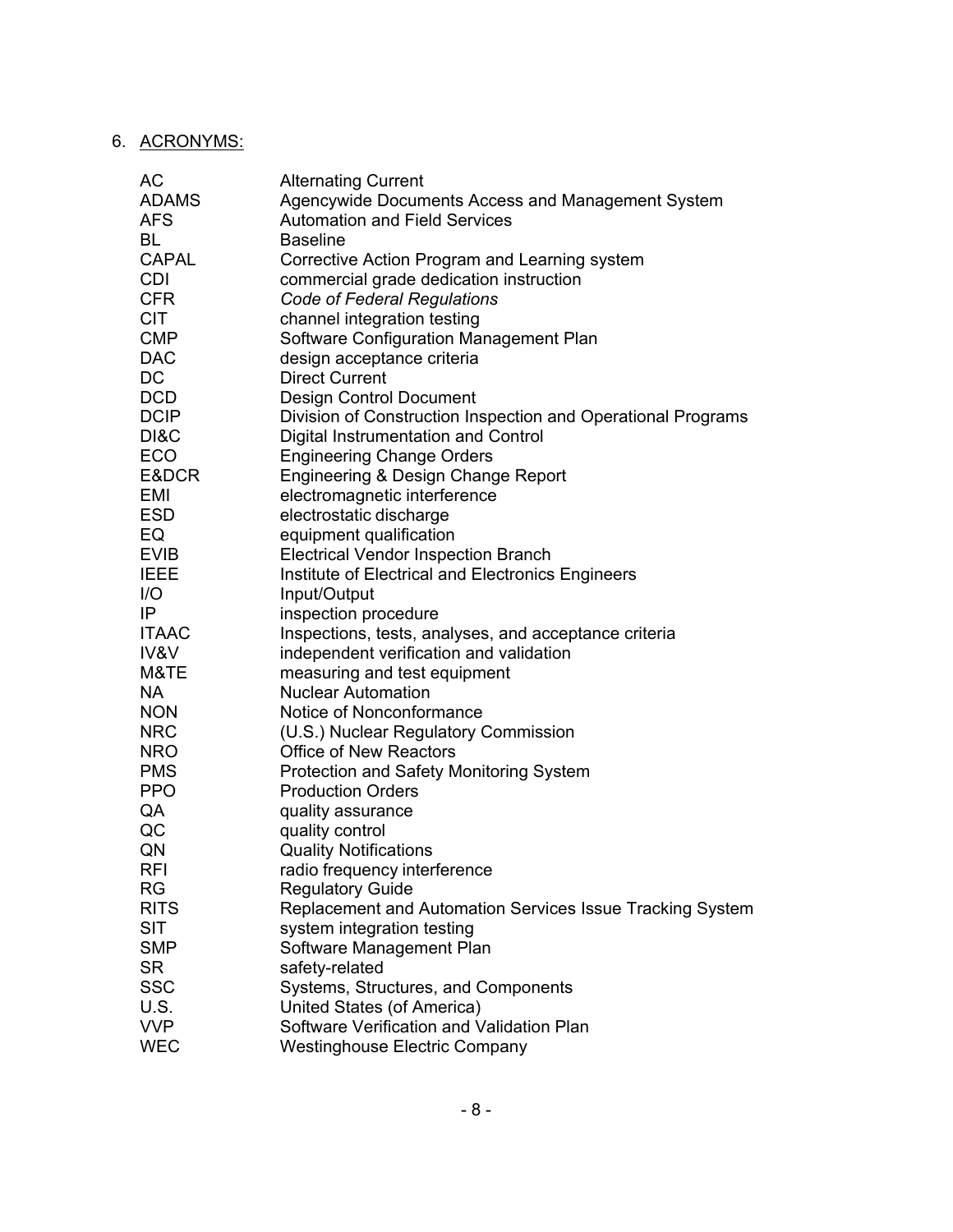6. ACRONYMS:

| | |
|---|---|
| AC | Alternating Current |
| ADAMS | Agencywide Documents Access and Management System |
| AFS | Automation and Field Services |
| BL | Baseline |
| CAPAL | Corrective Action Program and Learning system |
| CDI | commercial grade dedication instruction |
| CFR | *Code of Federal Regulations* |
| CIT | channel integration testing |
| CMP | Software Configuration Management Plan |
| DAC | design acceptance criteria |
| DC | Direct Current |
| DCD | Design Control Document |
| DCIP | Division of Construction Inspection and Operational Programs |
| DI&C | Digital Instrumentation and Control |
| ECO | Engineering Change Orders |
| E&DCR | Engineering & Design Change Report |
| EMI | electromagnetic interference |
| ESD | electrostatic discharge |
| EQ | equipment qualification |
| EVIB | Electrical Vendor Inspection Branch |
| IEEE | Institute of Electrical and Electronics Engineers |
| I/O | Input/Output |
| IP | inspection procedure |
| ITAAC | Inspections, tests, analyses, and acceptance criteria |
| IV&V | independent verification and validation |
| M&TE | measuring and test equipment |
| NA | Nuclear Automation |
| NON | Notice of Nonconformance |
| NRC | (U.S.) Nuclear Regulatory Commission |
| NRO | Office of New Reactors |
| PMS | Protection and Safety Monitoring System |
| PPO | Production Orders |
| QA | quality assurance |
| QC | quality control |
| QN | Quality Notifications |
| RFI | radio frequency interference |
| RG | Regulatory Guide |
| RITS | Replacement and Automation Services Issue Tracking System |
| SIT | system integration testing |
| SMP | Software Management Plan |
| SR | safety-related |
| SSC | Systems, Structures, and Components |
| U.S. | United States (of America) |
| VVP | Software Verification and Validation Plan |
| WEC | Westinghouse Electric Company |